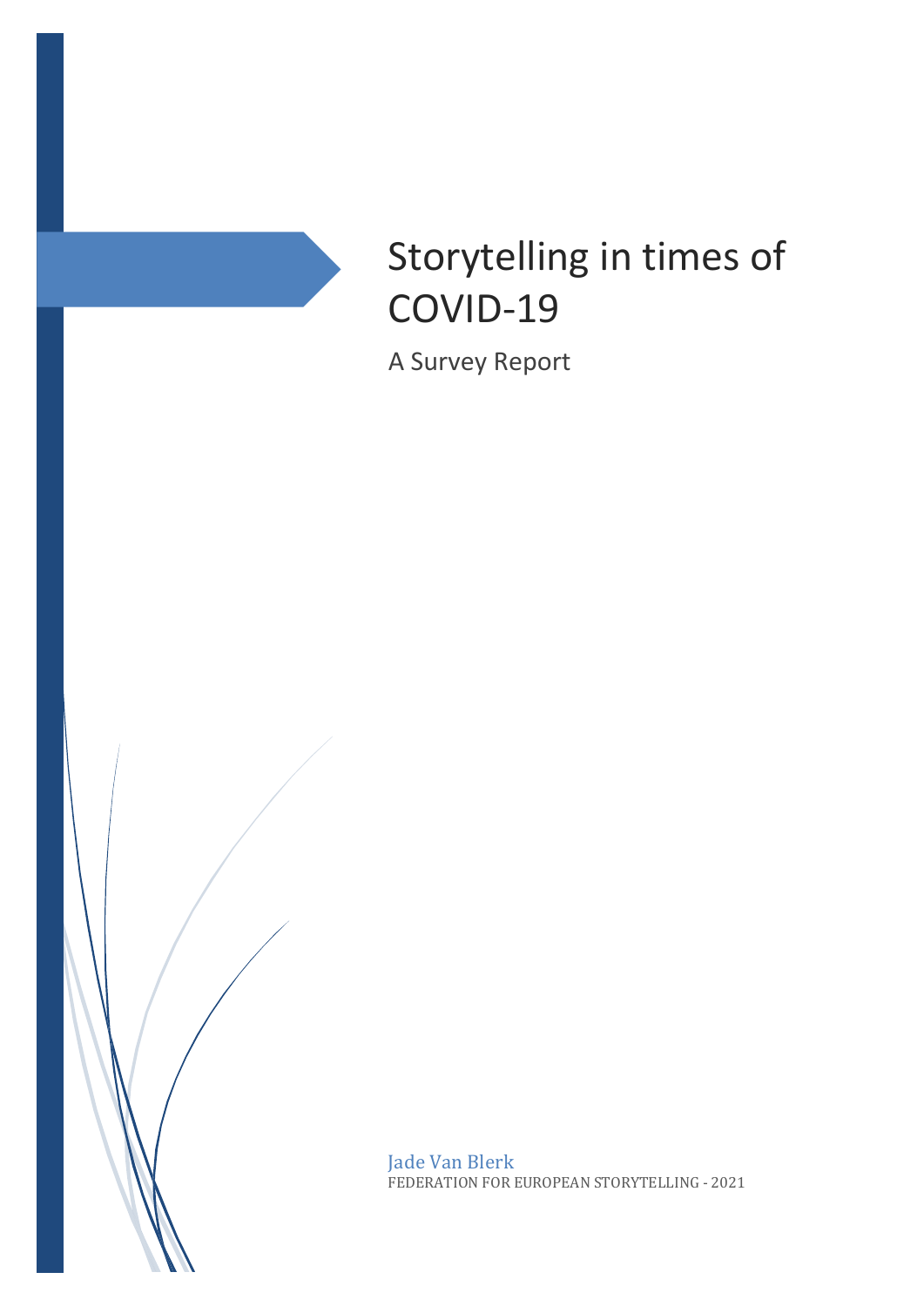# Storytelling in times of COVID-19

A Survey Report

Jade Van Blerk

FEDERATION FOR EUROPEAN STORYTELLING - 2021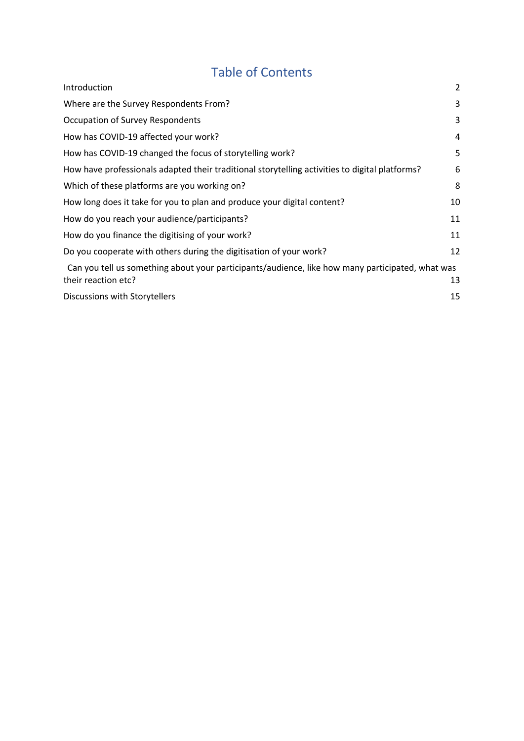# Table of Contents

| | |
|---|---|
| Introduction | 2 |
| Where are the Survey Respondents From? | 3 |
| Occupation of Survey Respondents | 3 |
| How has COVID-19 affected your work? | 4 |
| How has COVID-19 changed the focus of storytelling work? | 5 |
| How have professionals adapted their traditional storytelling activities to digital platforms? | 6 |
| Which of these platforms are you working on? | 8 |
| How long does it take for you to plan and produce your digital content? | 10 |
| How do you reach your audience/participants? | 11 |
| How do you finance the digitising of your work? | 11 |
| Do you cooperate with others during the digitisation of your work? | 12 |
| Can you tell us something about your participants/audience, like how many participated, what was their reaction etc? | 13 |
| Discussions with Storytellers | 15 |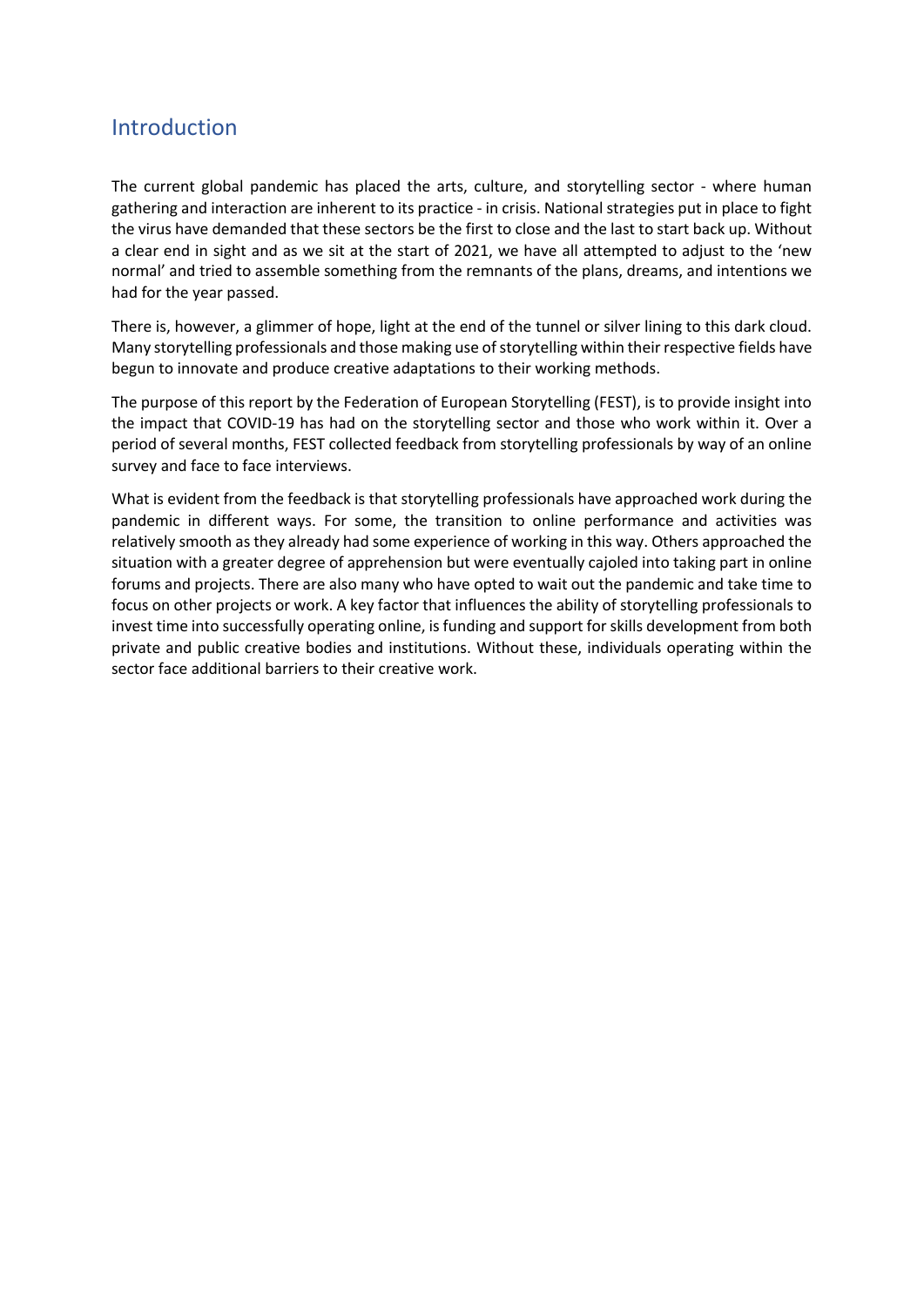## Introduction

The current global pandemic has placed the arts, culture, and storytelling sector - where human gathering and interaction are inherent to its practice - in crisis. National strategies put in place to fight the virus have demanded that these sectors be the first to close and the last to start back up. Without a clear end in sight and as we sit at the start of 2021, we have all attempted to adjust to the 'new normal' and tried to assemble something from the remnants of the plans, dreams, and intentions we had for the year passed.

There is, however, a glimmer of hope, light at the end of the tunnel or silver lining to this dark cloud. Many storytelling professionals and those making use of storytelling within their respective fields have begun to innovate and produce creative adaptations to their working methods.

The purpose of this report by the Federation of European Storytelling (FEST), is to provide insight into the impact that COVID-19 has had on the storytelling sector and those who work within it. Over a period of several months, FEST collected feedback from storytelling professionals by way of an online survey and face to face interviews.

What is evident from the feedback is that storytelling professionals have approached work during the pandemic in different ways. For some, the transition to online performance and activities was relatively smooth as they already had some experience of working in this way. Others approached the situation with a greater degree of apprehension but were eventually cajoled into taking part in online forums and projects. There are also many who have opted to wait out the pandemic and take time to focus on other projects or work. A key factor that influences the ability of storytelling professionals to invest time into successfully operating online, is funding and support for skills development from both private and public creative bodies and institutions. Without these, individuals operating within the sector face additional barriers to their creative work.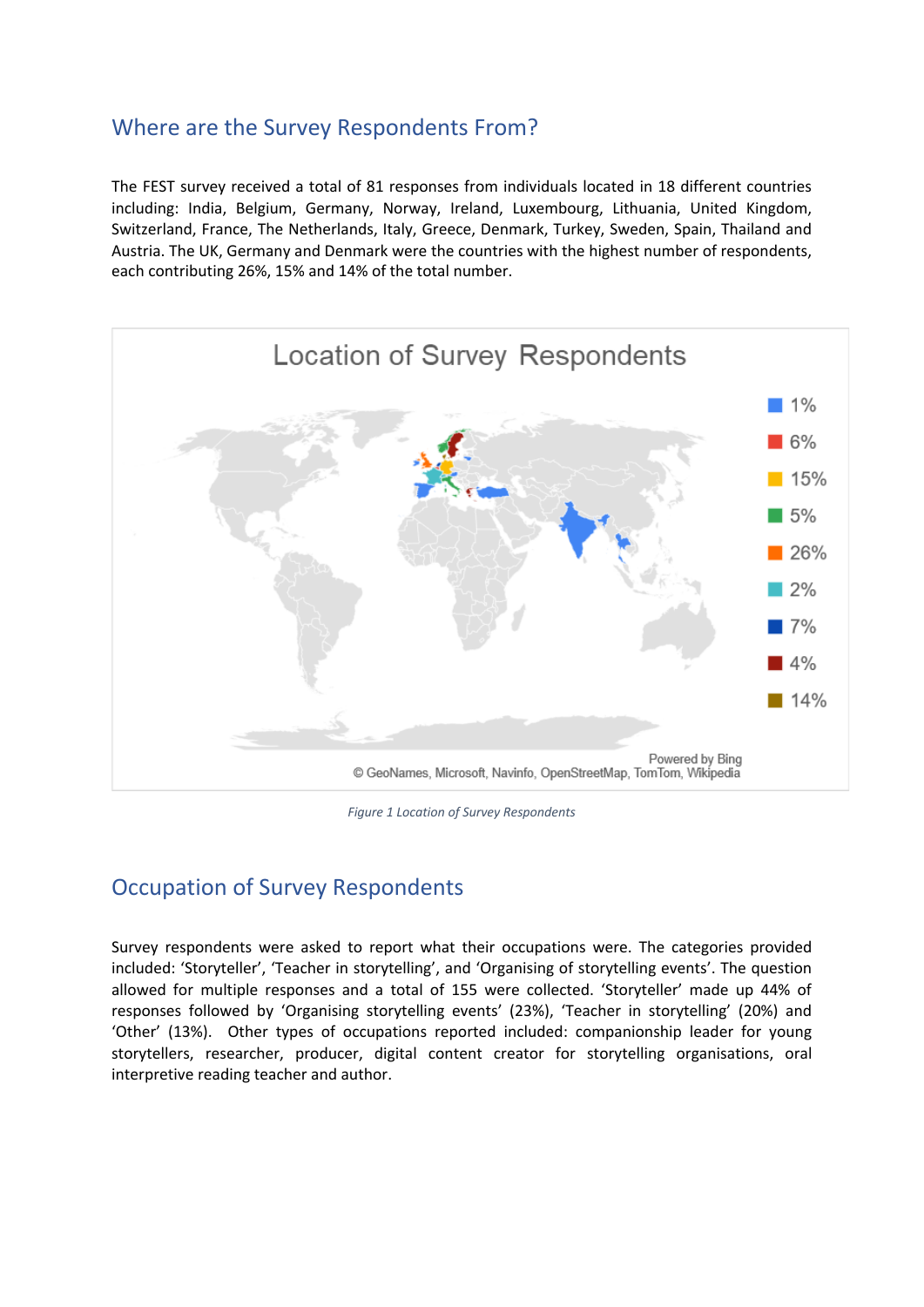## Where are the Survey Respondents From?

The FEST survey received a total of 81 responses from individuals located in 18 different countries including: India, Belgium, Germany, Norway, Ireland, Luxembourg, Lithuania, United Kingdom, Switzerland, France, The Netherlands, Italy, Greece, Denmark, Turkey, Sweden, Spain, Thailand and Austria. The UK, Germany and Denmark were the countries with the highest number of respondents, each contributing 26%, 15% and 14% of the total number.

Location of Survey Respondents

1%
6%
15%
5%
26%
2%
7%
4%
14%

Powered by Bing
© GeoNames, Microsoft, Navinfo, OpenStreetMap, TomTom, Wikipedia

*Figure 1 Location of Survey Respondents*

## Occupation of Survey Respondents

Survey respondents were asked to report what their occupations were. The categories provided included: 'Storyteller', 'Teacher in storytelling', and 'Organising of storytelling events'. The question allowed for multiple responses and a total of 155 were collected. 'Storyteller' made up 44% of responses followed by 'Organising storytelling events' (23%), 'Teacher in storytelling' (20%) and 'Other' (13%). Other types of occupations reported included: companionship leader for young storytellers, researcher, producer, digital content creator for storytelling organisations, oral interpretive reading teacher and author.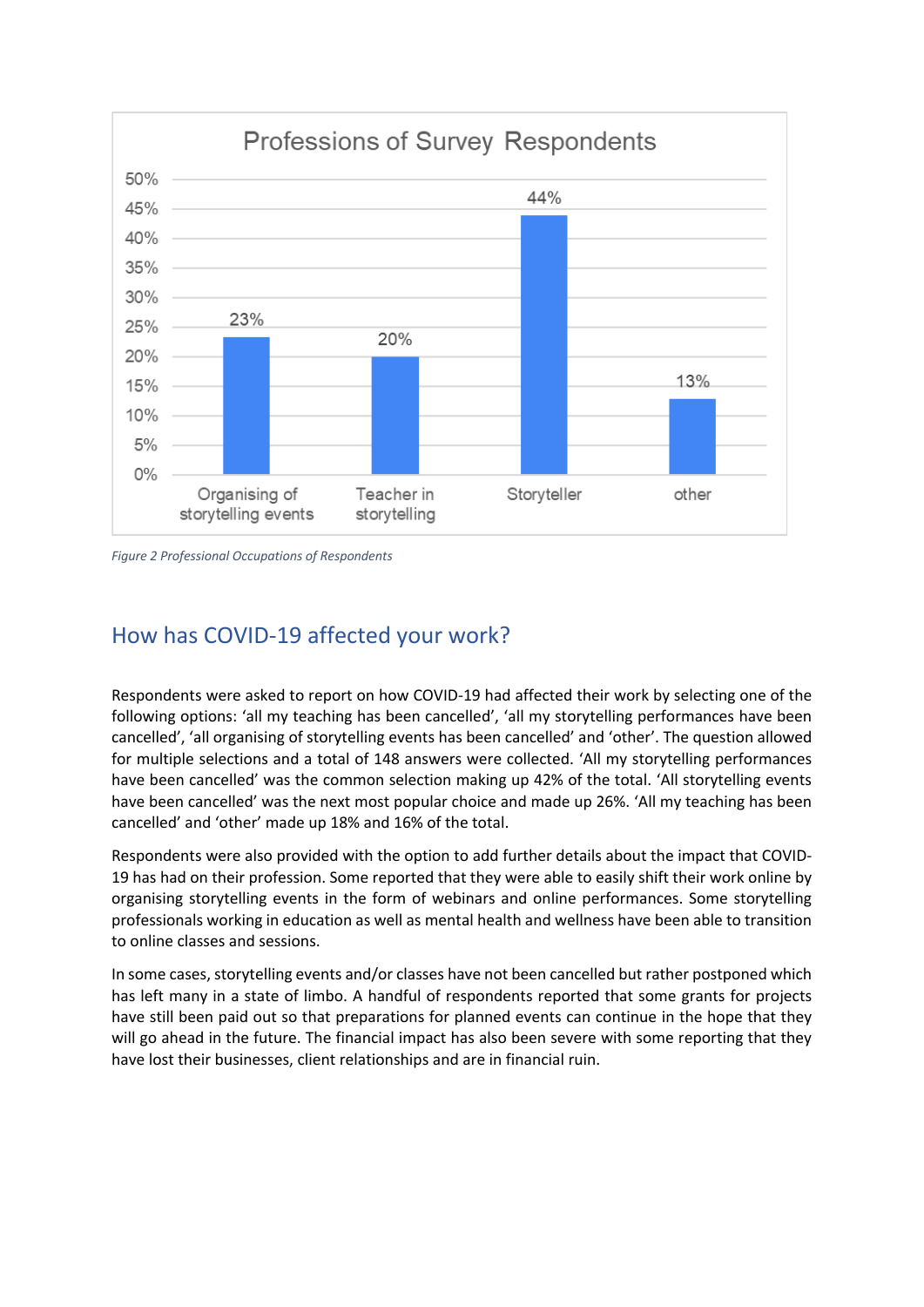Professions of Survey Respondents

| Profession | Percentage |
| --- | --- |
| Organising of storytelling events | 23% |
| Teacher in storytelling | 20% |
| Storyteller | 44% |
| other | 13% |

*Figure 2 Professional Occupations of Respondents*

## How has COVID-19 affected your work?

Respondents were asked to report on how COVID-19 had affected their work by selecting one of the following options: 'all my teaching has been cancelled', 'all my storytelling performances have been cancelled', 'all organising of storytelling events has been cancelled' and 'other'. The question allowed for multiple selections and a total of 148 answers were collected. 'All my storytelling performances have been cancelled' was the common selection making up 42% of the total. 'All storytelling events have been cancelled' was the next most popular choice and made up 26%. 'All my teaching has been cancelled' and 'other' made up 18% and 16% of the total.

Respondents were also provided with the option to add further details about the impact that COVID-19 has had on their profession. Some reported that they were able to easily shift their work online by organising storytelling events in the form of webinars and online performances. Some storytelling professionals working in education as well as mental health and wellness have been able to transition to online classes and sessions.

In some cases, storytelling events and/or classes have not been cancelled but rather postponed which has left many in a state of limbo. A handful of respondents reported that some grants for projects have still been paid out so that preparations for planned events can continue in the hope that they will go ahead in the future. The financial impact has also been severe with some reporting that they have lost their businesses, client relationships and are in financial ruin.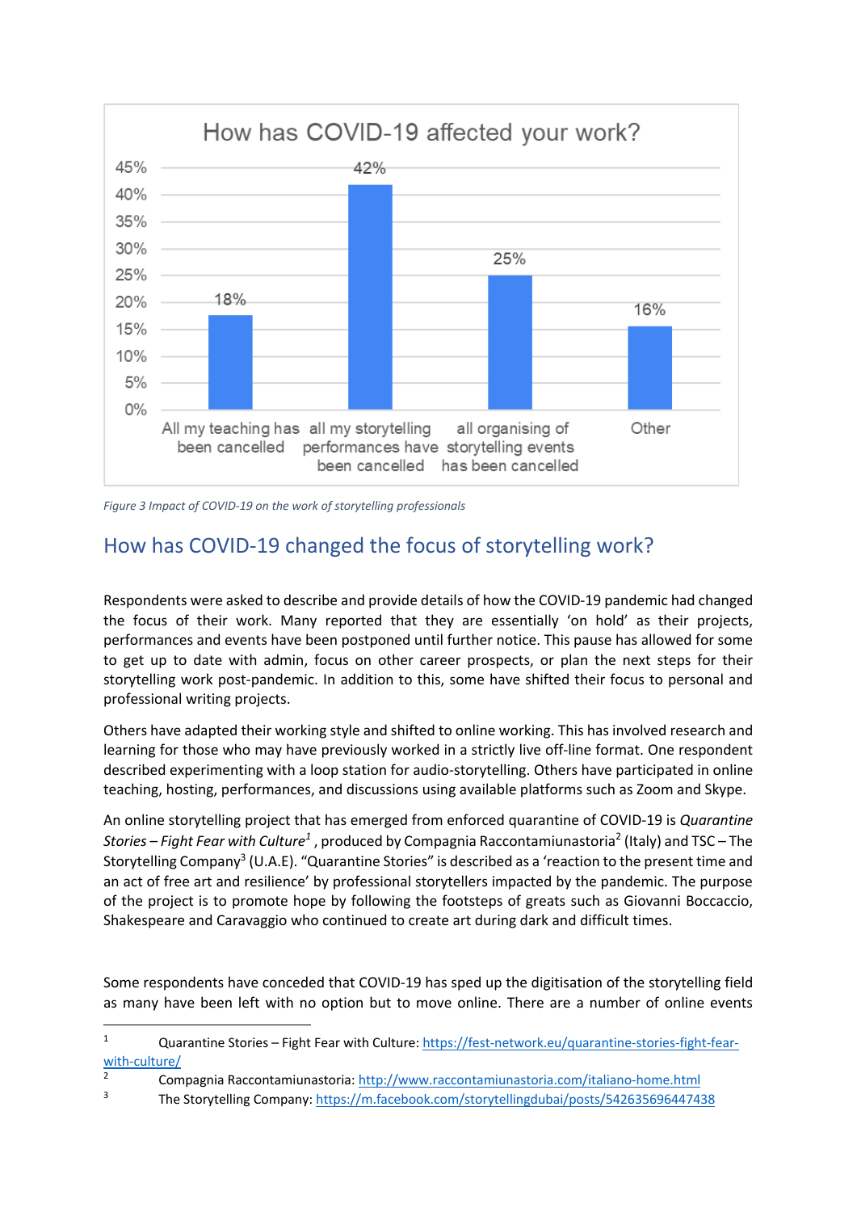How has COVID-19 affected your work?

| Response | Percentage |
|---|---|
| All my teaching has been cancelled | 18% |
| all my storytelling performances have been cancelled | 42% |
| all organising of storytelling events has been cancelled | 25% |
| Other | 16% |

*Figure 3 Impact of COVID-19 on the work of storytelling professionals*

## How has COVID-19 changed the focus of storytelling work?

Respondents were asked to describe and provide details of how the COVID-19 pandemic had changed the focus of their work. Many reported that they are essentially 'on hold' as their projects, performances and events have been postponed until further notice. This pause has allowed for some to get up to date with admin, focus on other career prospects, or plan the next steps for their storytelling work post-pandemic. In addition to this, some have shifted their focus to personal and professional writing projects.

Others have adapted their working style and shifted to online working. This has involved research and learning for those who may have previously worked in a strictly live off-line format. One respondent described experimenting with a loop station for audio-storytelling. Others have participated in online teaching, hosting, performances, and discussions using available platforms such as Zoom and Skype.

An online storytelling project that has emerged from enforced quarantine of COVID-19 is *Quarantine Stories – Fight Fear with Culture*[1] , produced by Compagnia Raccontamiunastoria[2] (Italy) and TSC – The Storytelling Company[3] (U.A.E). "Quarantine Stories" is described as a 'reaction to the present time and an act of free art and resilience' by professional storytellers impacted by the pandemic. The purpose of the project is to promote hope by following the footsteps of greats such as Giovanni Boccaccio, Shakespeare and Caravaggio who continued to create art during dark and difficult times.

Some respondents have conceded that COVID-19 has sped up the digitisation of the storytelling field as many have been left with no option but to move online. There are a number of online events

---

[1] Quarantine Stories – Fight Fear with Culture: https://fest-network.eu/quarantine-stories-fight-fear-with-culture/

[2] Compagnia Raccontamiunastoria: http://www.raccontamiunastoria.com/italiano-home.html

[3] The Storytelling Company: https://m.facebook.com/storytellingdubai/posts/542635696447438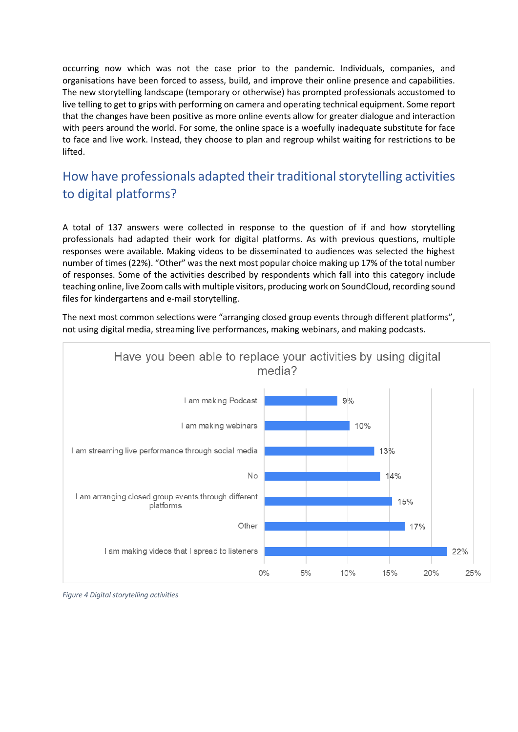occurring now which was not the case prior to the pandemic. Individuals, companies, and organisations have been forced to assess, build, and improve their online presence and capabilities. The new storytelling landscape (temporary or otherwise) has prompted professionals accustomed to live telling to get to grips with performing on camera and operating technical equipment. Some report that the changes have been positive as more online events allow for greater dialogue and interaction with peers around the world. For some, the online space is a woefully inadequate substitute for face to face and live work. Instead, they choose to plan and regroup whilst waiting for restrictions to be lifted.

## How have professionals adapted their traditional storytelling activities to digital platforms?

A total of 137 answers were collected in response to the question of if and how storytelling professionals had adapted their work for digital platforms. As with previous questions, multiple responses were available. Making videos to be disseminated to audiences was selected the highest number of times (22%). "Other" was the next most popular choice making up 17% of the total number of responses. Some of the activities described by respondents which fall into this category include teaching online, live Zoom calls with multiple visitors, producing work on SoundCloud, recording sound files for kindergartens and e-mail storytelling.

The next most common selections were "arranging closed group events through different platforms", not using digital media, streaming live performances, making webinars, and making podcasts.

**Have you been able to replace your activities by using digital media?**

| Response | Percentage |
|---|---|
| I am making Podcast | 9% |
| I am making webinars | 10% |
| I am streaming live performance through social media | 13% |
| No | 14% |
| I am arranging closed group events through different platforms | 15% |
| Other | 17% |
| I am making videos that I spread to listeners | 22% |

*Figure 4 Digital storytelling activities*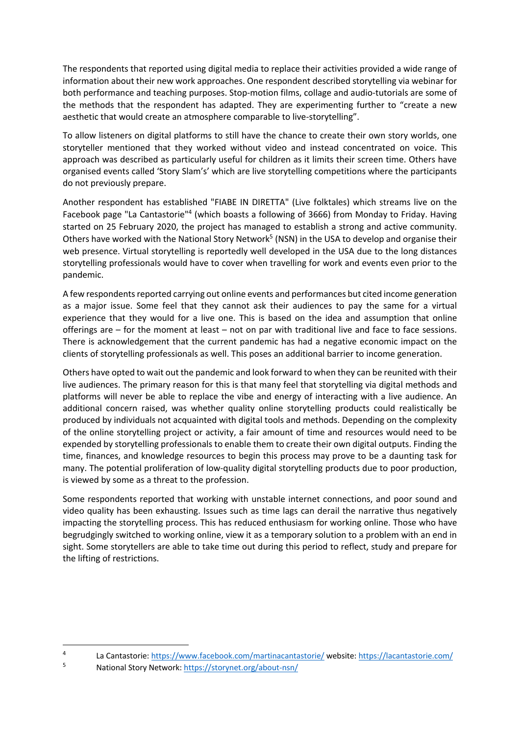The respondents that reported using digital media to replace their activities provided a wide range of information about their new work approaches. One respondent described storytelling via webinar for both performance and teaching purposes. Stop-motion films, collage and audio-tutorials are some of the methods that the respondent has adapted. They are experimenting further to "create a new aesthetic that would create an atmosphere comparable to live-storytelling".

To allow listeners on digital platforms to still have the chance to create their own story worlds, one storyteller mentioned that they worked without video and instead concentrated on voice. This approach was described as particularly useful for children as it limits their screen time. Others have organised events called 'Story Slam's' which are live storytelling competitions where the participants do not previously prepare.

Another respondent has established "FIABE IN DIRETTA" (Live folktales) which streams live on the Facebook page "La Cantastorie"[4] (which boasts a following of 3666) from Monday to Friday. Having started on 25 February 2020, the project has managed to establish a strong and active community. Others have worked with the National Story Network[5] (NSN) in the USA to develop and organise their web presence. Virtual storytelling is reportedly well developed in the USA due to the long distances storytelling professionals would have to cover when travelling for work and events even prior to the pandemic.

A few respondents reported carrying out online events and performances but cited income generation as a major issue. Some feel that they cannot ask their audiences to pay the same for a virtual experience that they would for a live one. This is based on the idea and assumption that online offerings are – for the moment at least – not on par with traditional live and face to face sessions. There is acknowledgement that the current pandemic has had a negative economic impact on the clients of storytelling professionals as well. This poses an additional barrier to income generation.

Others have opted to wait out the pandemic and look forward to when they can be reunited with their live audiences. The primary reason for this is that many feel that storytelling via digital methods and platforms will never be able to replace the vibe and energy of interacting with a live audience. An additional concern raised, was whether quality online storytelling products could realistically be produced by individuals not acquainted with digital tools and methods. Depending on the complexity of the online storytelling project or activity, a fair amount of time and resources would need to be expended by storytelling professionals to enable them to create their own digital outputs. Finding the time, finances, and knowledge resources to begin this process may prove to be a daunting task for many. The potential proliferation of low-quality digital storytelling products due to poor production, is viewed by some as a threat to the profession.

Some respondents reported that working with unstable internet connections, and poor sound and video quality has been exhausting. Issues such as time lags can derail the narrative thus negatively impacting the storytelling process. This has reduced enthusiasm for working online. Those who have begrudgingly switched to working online, view it as a temporary solution to a problem with an end in sight. Some storytellers are able to take time out during this period to reflect, study and prepare for the lifting of restrictions.

---

[4] La Cantastorie: https://www.facebook.com/martinacantastorie/ website: https://lacantastorie.com/

[5] National Story Network: https://storynet.org/about-nsn/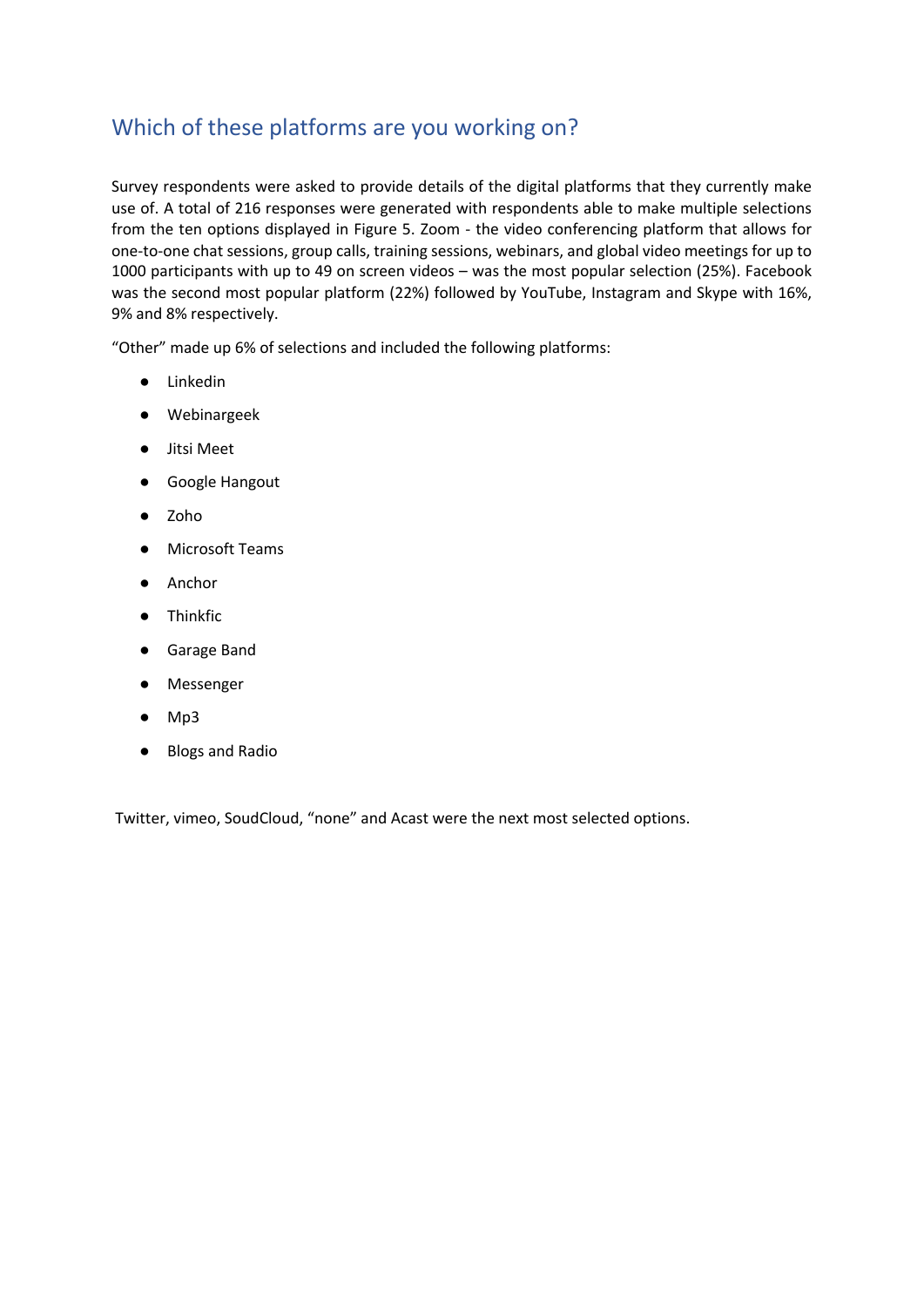## Which of these platforms are you working on?

Survey respondents were asked to provide details of the digital platforms that they currently make use of. A total of 216 responses were generated with respondents able to make multiple selections from the ten options displayed in Figure 5. Zoom - the video conferencing platform that allows for one-to-one chat sessions, group calls, training sessions, webinars, and global video meetings for up to 1000 participants with up to 49 on screen videos – was the most popular selection (25%). Facebook was the second most popular platform (22%) followed by YouTube, Instagram and Skype with 16%, 9% and 8% respectively.

"Other" made up 6% of selections and included the following platforms:

- Linkedin
- Webinargeek
- Jitsi Meet
- Google Hangout
- Zoho
- Microsoft Teams
- Anchor
- Thinkfic
- Garage Band
- Messenger
- Mp3
- Blogs and Radio

Twitter, vimeo, SoudCloud, "none" and Acast were the next most selected options.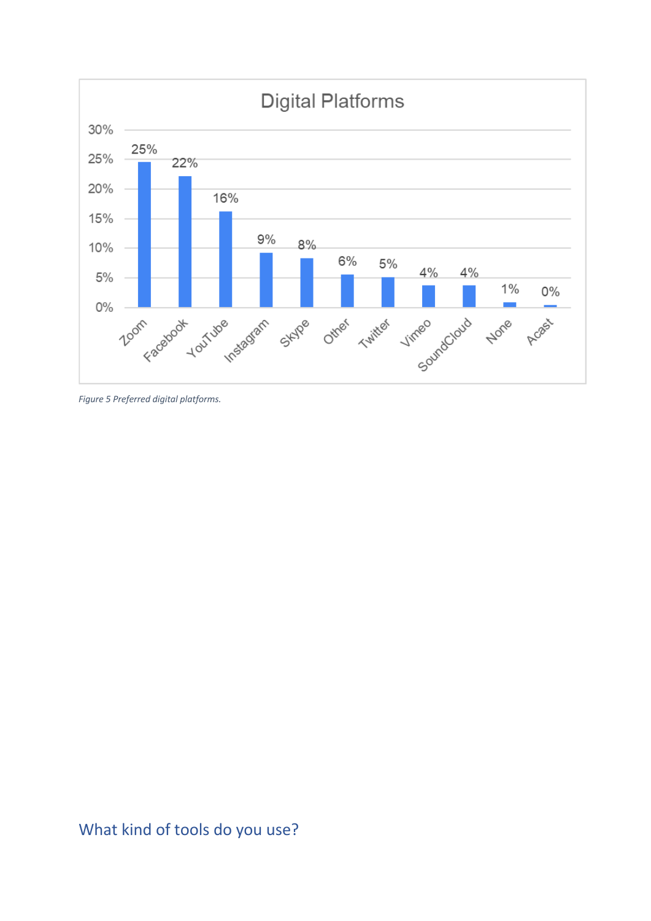*Figure 5 Preferred digital platforms.*

## What kind of tools do you use?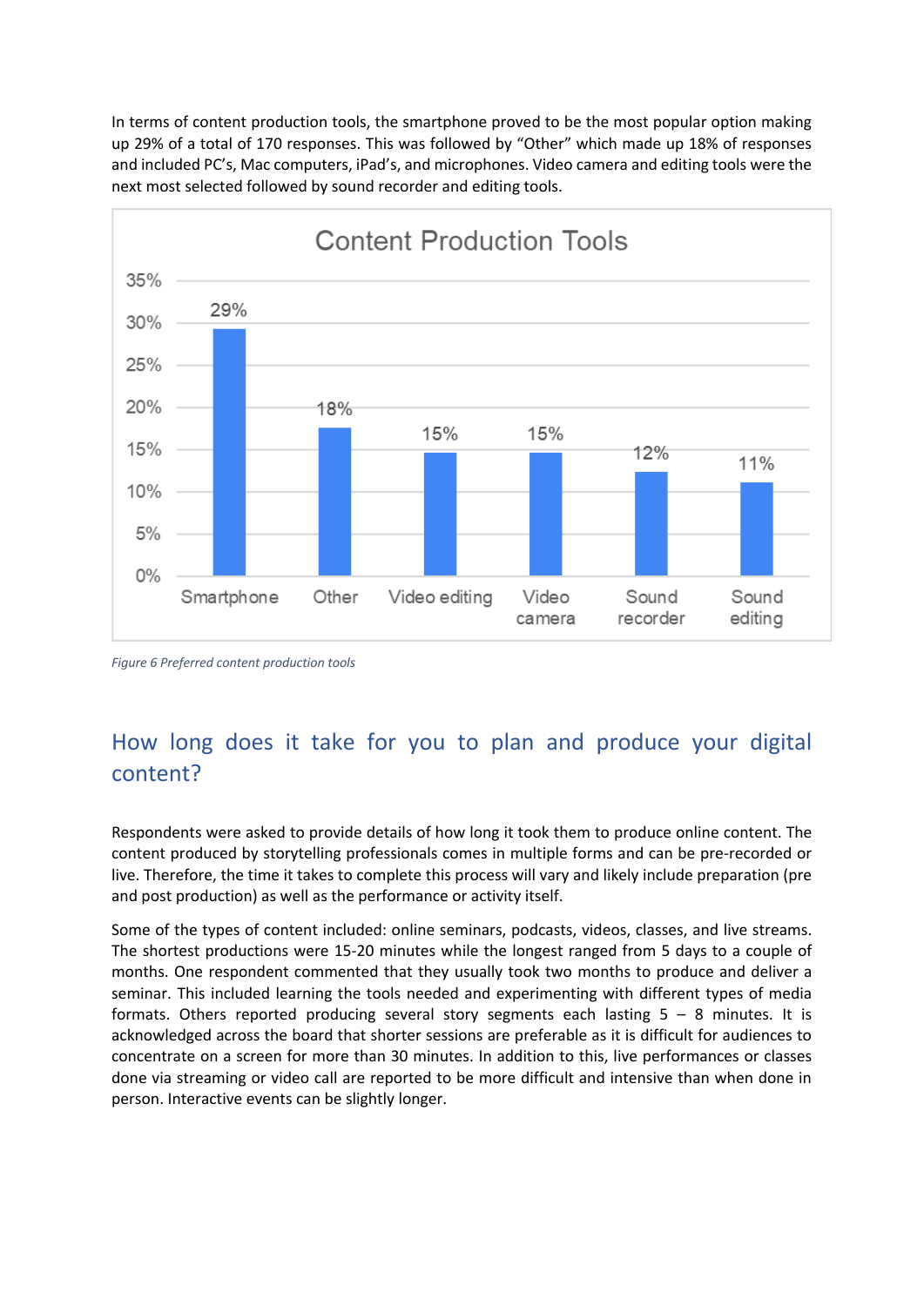In terms of content production tools, the smartphone proved to be the most popular option making up 29% of a total of 170 responses. This was followed by "Other" which made up 18% of responses and included PC's, Mac computers, iPad's, and microphones. Video camera and editing tools were the next most selected followed by sound recorder and editing tools.

**Content Production Tools**

| Tool | Percentage |
| --- | --- |
| Smartphone | 29% |
| Other | 18% |
| Video editing | 15% |
| Video camera | 15% |
| Sound recorder | 12% |
| Sound editing | 11% |

*Figure 6 Preferred content production tools*

## How long does it take for you to plan and produce your digital content?

Respondents were asked to provide details of how long it took them to produce online content. The content produced by storytelling professionals comes in multiple forms and can be pre-recorded or live. Therefore, the time it takes to complete this process will vary and likely include preparation (pre and post production) as well as the performance or activity itself.

Some of the types of content included: online seminars, podcasts, videos, classes, and live streams. The shortest productions were 15-20 minutes while the longest ranged from 5 days to a couple of months. One respondent commented that they usually took two months to produce and deliver a seminar. This included learning the tools needed and experimenting with different types of media formats. Others reported producing several story segments each lasting 5 – 8 minutes. It is acknowledged across the board that shorter sessions are preferable as it is difficult for audiences to concentrate on a screen for more than 30 minutes. In addition to this, live performances or classes done via streaming or video call are reported to be more difficult and intensive than when done in person. Interactive events can be slightly longer.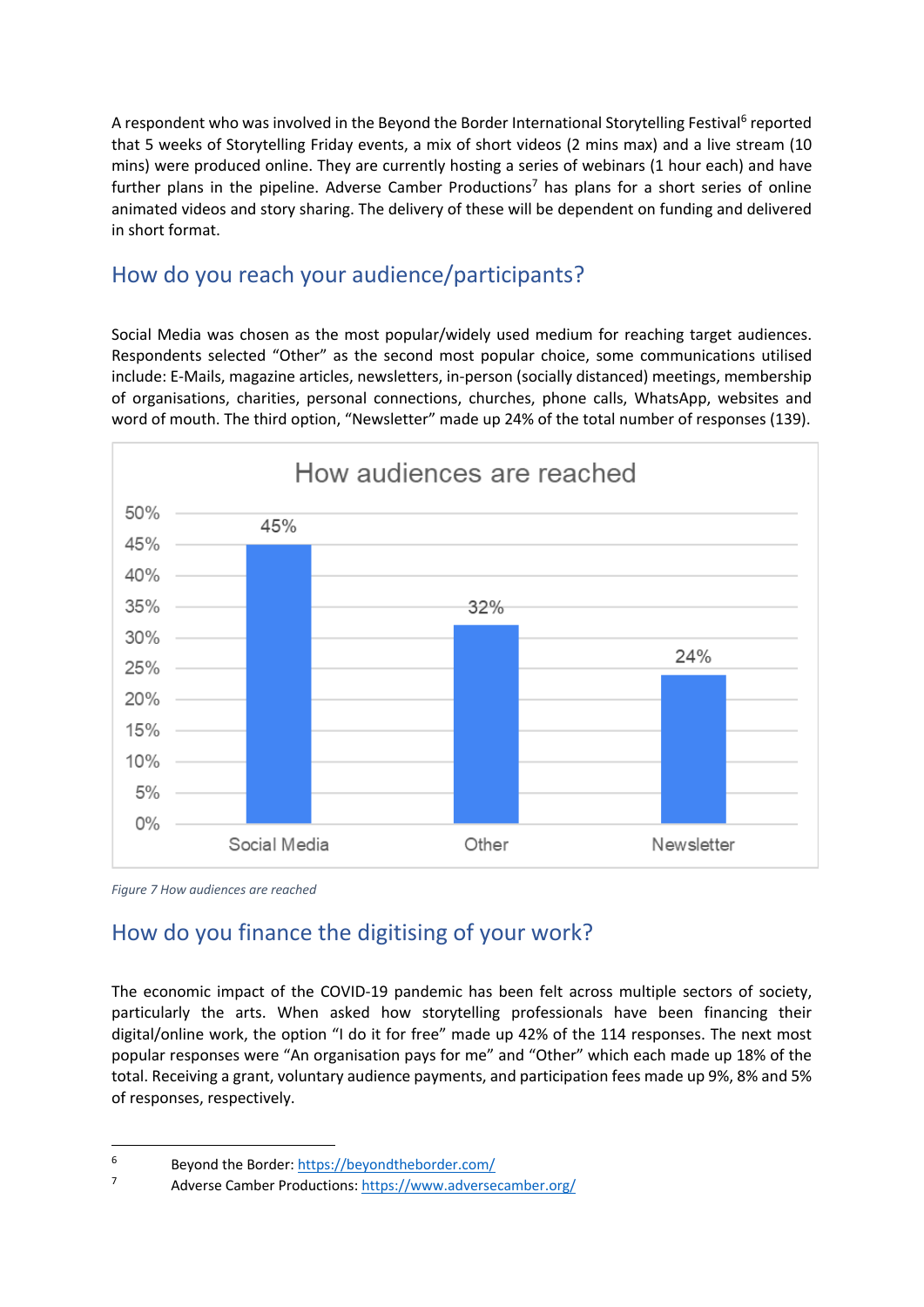A respondent who was involved in the Beyond the Border International Storytelling Festival[6] reported that 5 weeks of Storytelling Friday events, a mix of short videos (2 mins max) and a live stream (10 mins) were produced online. They are currently hosting a series of webinars (1 hour each) and have further plans in the pipeline. Adverse Camber Productions[7] has plans for a short series of online animated videos and story sharing. The delivery of these will be dependent on funding and delivered in short format.

## How do you reach your audience/participants?

Social Media was chosen as the most popular/widely used medium for reaching target audiences. Respondents selected "Other" as the second most popular choice, some communications utilised include: E-Mails, magazine articles, newsletters, in-person (socially distanced) meetings, membership of organisations, charities, personal connections, churches, phone calls, WhatsApp, websites and word of mouth. The third option, "Newsletter" made up 24% of the total number of responses (139).

**How audiences are reached**

| Medium | Percentage |
|---|---|
| Social Media | 45% |
| Other | 32% |
| Newsletter | 24% |

*Figure 7 How audiences are reached*

## How do you finance the digitising of your work?

The economic impact of the COVID-19 pandemic has been felt across multiple sectors of society, particularly the arts. When asked how storytelling professionals have been financing their digital/online work, the option "I do it for free" made up 42% of the 114 responses. The next most popular responses were "An organisation pays for me" and "Other" which each made up 18% of the total. Receiving a grant, voluntary audience payments, and participation fees made up 9%, 8% and 5% of responses, respectively.

---

[6] Beyond the Border: https://beyondtheborder.com/

[7] Adverse Camber Productions: https://www.adversecamber.org/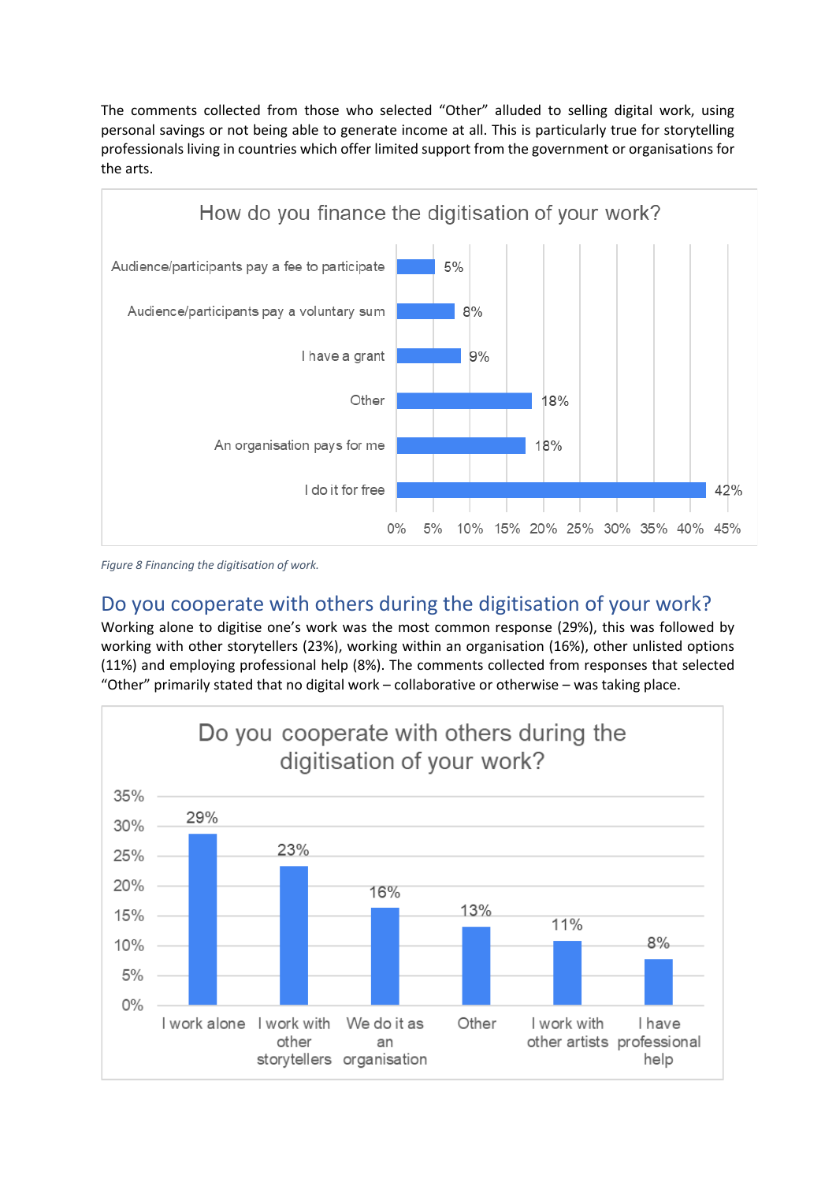The comments collected from those who selected "Other" alluded to selling digital work, using personal savings or not being able to generate income at all. This is particularly true for storytelling professionals living in countries which offer limited support from the government or organisations for the arts.

*Figure 8 Financing the digitisation of work.*

## Do you cooperate with others during the digitisation of your work?

Working alone to digitise one's work was the most common response (29%), this was followed by working with other storytellers (23%), working within an organisation (16%), other unlisted options (11%) and employing professional help (8%). The comments collected from responses that selected "Other" primarily stated that no digital work – collaborative or otherwise – was taking place.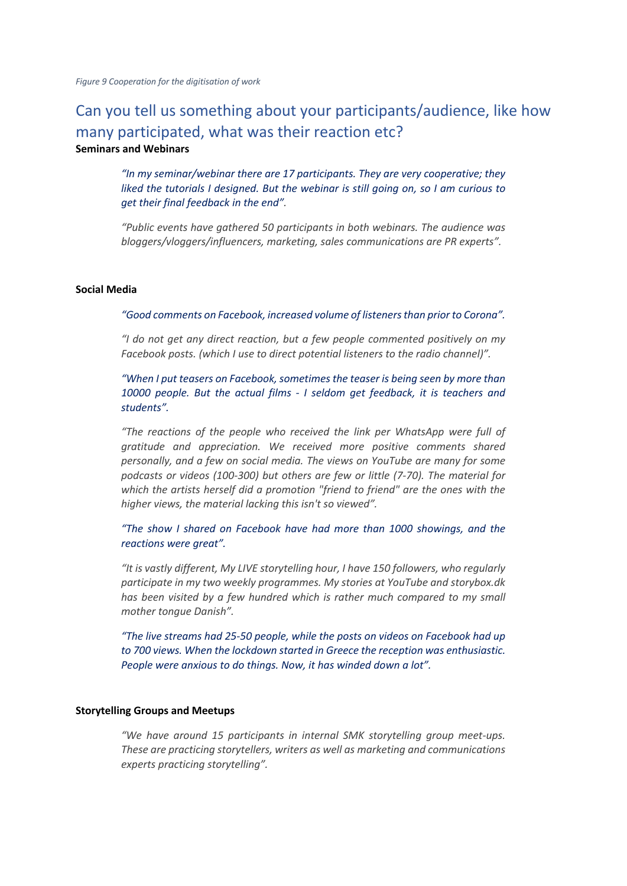*Figure 9 Cooperation for the digitisation of work*

## Can you tell us something about your participants/audience, like how many participated, what was their reaction etc?

**Seminars and Webinars**

> *"In my seminar/webinar there are 17 participants. They are very cooperative; they liked the tutorials I designed. But the webinar is still going on, so I am curious to get their final feedback in the end".*

> *"Public events have gathered 50 participants in both webinars. The audience was bloggers/vloggers/influencers, marketing, sales communications are PR experts".*

**Social Media**

> *"Good comments on Facebook, increased volume of listeners than prior to Corona".*

> *"I do not get any direct reaction, but a few people commented positively on my Facebook posts. (which I use to direct potential listeners to the radio channel)".*

> *"When I put teasers on Facebook, sometimes the teaser is being seen by more than 10000 people. But the actual films - I seldom get feedback, it is teachers and students".*

> *"The reactions of the people who received the link per WhatsApp were full of gratitude and appreciation. We received more positive comments shared personally, and a few on social media. The views on YouTube are many for some podcasts or videos (100-300) but others are few or little (7-70). The material for which the artists herself did a promotion "friend to friend" are the ones with the higher views, the material lacking this isn't so viewed".*

> *"The show I shared on Facebook have had more than 1000 showings, and the reactions were great".*

> *"It is vastly different, My LIVE storytelling hour, I have 150 followers, who regularly participate in my two weekly programmes. My stories at YouTube and storybox.dk has been visited by a few hundred which is rather much compared to my small mother tongue Danish".*

> *"The live streams had 25-50 people, while the posts on videos on Facebook had up to 700 views. When the lockdown started in Greece the reception was enthusiastic. People were anxious to do things. Now, it has winded down a lot".*

**Storytelling Groups and Meetups**

> *"We have around 15 participants in internal SMK storytelling group meet-ups. These are practicing storytellers, writers as well as marketing and communications experts practicing storytelling".*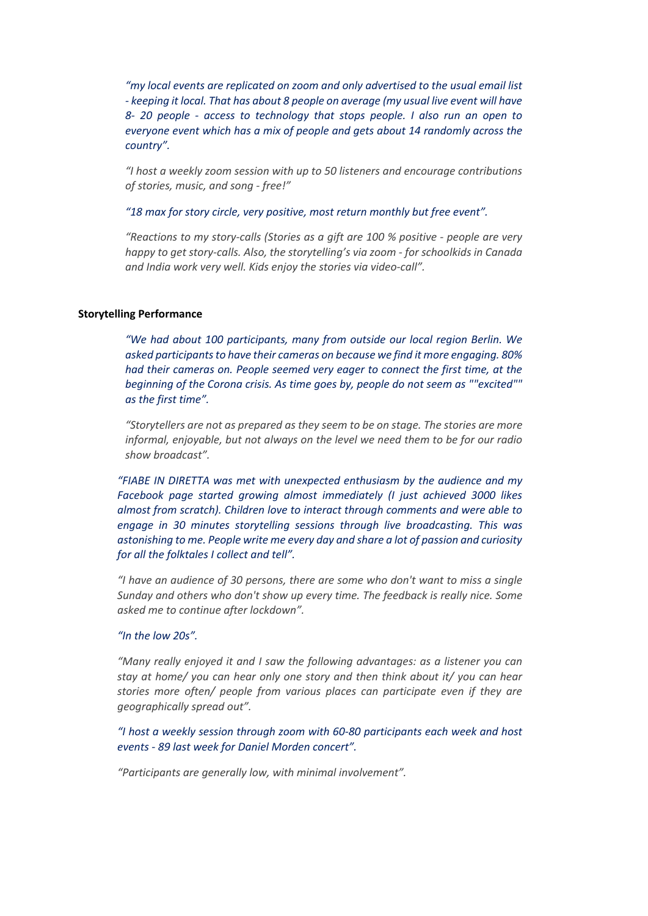*"my local events are replicated on zoom and only advertised to the usual email list - keeping it local. That has about 8 people on average (my usual live event will have 8- 20 people - access to technology that stops people. I also run an open to everyone event which has a mix of people and gets about 14 randomly across the country".*

*"I host a weekly zoom session with up to 50 listeners and encourage contributions of stories, music, and song - free!"*

*"18 max for story circle, very positive, most return monthly but free event".*

*"Reactions to my story-calls (Stories as a gift are 100 % positive - people are very happy to get story-calls. Also, the storytelling's via zoom - for schoolkids in Canada and India work very well. Kids enjoy the stories via video-call".*

**Storytelling Performance**

*"We had about 100 participants, many from outside our local region Berlin. We asked participants to have their cameras on because we find it more engaging. 80% had their cameras on. People seemed very eager to connect the first time, at the beginning of the Corona crisis. As time goes by, people do not seem as ""excited"" as the first time".*

*"Storytellers are not as prepared as they seem to be on stage. The stories are more informal, enjoyable, but not always on the level we need them to be for our radio show broadcast".*

*"FIABE IN DIRETTA was met with unexpected enthusiasm by the audience and my Facebook page started growing almost immediately (I just achieved 3000 likes almost from scratch). Children love to interact through comments and were able to engage in 30 minutes storytelling sessions through live broadcasting. This was astonishing to me. People write me every day and share a lot of passion and curiosity for all the folktales I collect and tell".*

*"I have an audience of 30 persons, there are some who don't want to miss a single Sunday and others who don't show up every time. The feedback is really nice. Some asked me to continue after lockdown".*

*"In the low 20s".*

*"Many really enjoyed it and I saw the following advantages: as a listener you can stay at home/ you can hear only one story and then think about it/ you can hear stories more often/ people from various places can participate even if they are geographically spread out".*

*"I host a weekly session through zoom with 60-80 participants each week and host events - 89 last week for Daniel Morden concert".*

*"Participants are generally low, with minimal involvement".*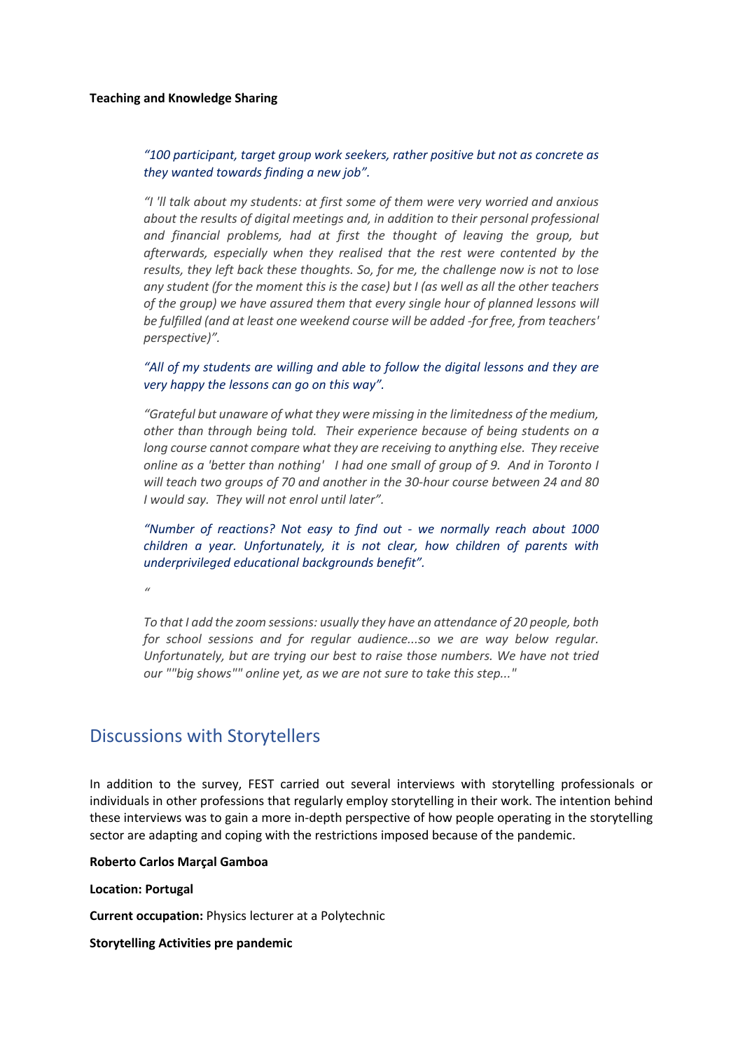**Teaching and Knowledge Sharing**

> *"100 participant, target group work seekers, rather positive but not as concrete as they wanted towards finding a new job".*
>
> *"I 'll talk about my students: at first some of them were very worried and anxious about the results of digital meetings and, in addition to their personal professional and financial problems, had at first the thought of leaving the group, but afterwards, especially when they realised that the rest were contented by the results, they left back these thoughts. So, for me, the challenge now is not to lose any student (for the moment this is the case) but I (as well as all the other teachers of the group) we have assured them that every single hour of planned lessons will be fulfilled (and at least one weekend course will be added -for free, from teachers' perspective)".*
>
> *"All of my students are willing and able to follow the digital lessons and they are very happy the lessons can go on this way".*
>
> *"Grateful but unaware of what they were missing in the limitedness of the medium, other than through being told. Their experience because of being students on a long course cannot compare what they are receiving to anything else. They receive online as a 'better than nothing' I had one small of group of 9. And in Toronto I will teach two groups of 70 and another in the 30-hour course between 24 and 80 I would say. They will not enrol until later".*
>
> *"Number of reactions? Not easy to find out - we normally reach about 1000 children a year. Unfortunately, it is not clear, how children of parents with underprivileged educational backgrounds benefit".*
>
> *"*
>
> *To that I add the zoom sessions: usually they have an attendance of 20 people, both for school sessions and for regular audience...so we are way below regular. Unfortunately, but are trying our best to raise those numbers. We have not tried our ""big shows"" online yet, as we are not sure to take this step..."*

## Discussions with Storytellers

In addition to the survey, FEST carried out several interviews with storytelling professionals or individuals in other professions that regularly employ storytelling in their work. The intention behind these interviews was to gain a more in-depth perspective of how people operating in the storytelling sector are adapting and coping with the restrictions imposed because of the pandemic.

**Roberto Carlos Marçal Gamboa**

**Location: Portugal**

**Current occupation:** Physics lecturer at a Polytechnic

**Storytelling Activities pre pandemic**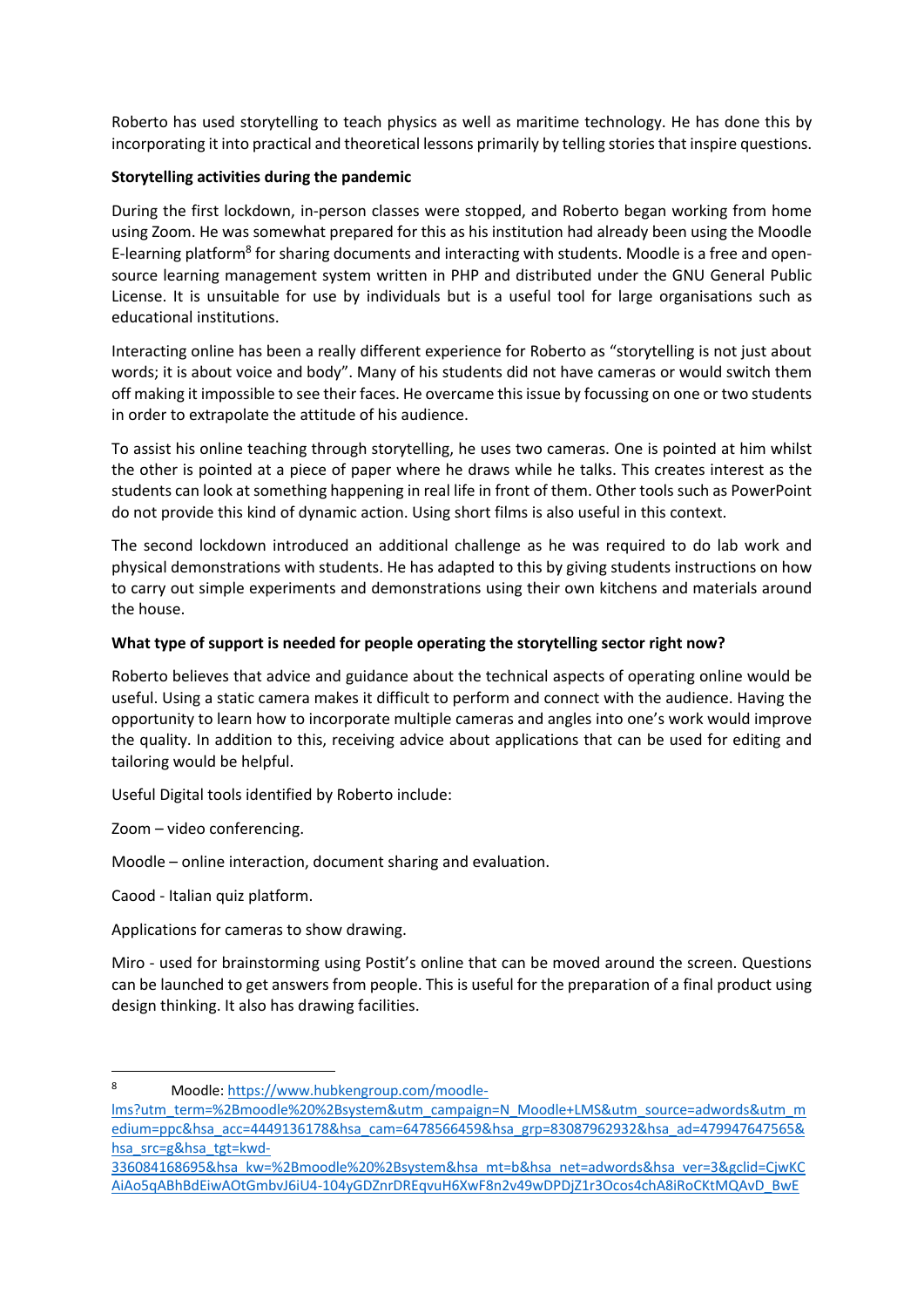Roberto has used storytelling to teach physics as well as maritime technology. He has done this by incorporating it into practical and theoretical lessons primarily by telling stories that inspire questions.

**Storytelling activities during the pandemic**

During the first lockdown, in-person classes were stopped, and Roberto began working from home using Zoom. He was somewhat prepared for this as his institution had already been using the Moodle E-learning platform[8] for sharing documents and interacting with students. Moodle is a free and open-source learning management system written in PHP and distributed under the GNU General Public License. It is unsuitable for use by individuals but is a useful tool for large organisations such as educational institutions.

Interacting online has been a really different experience for Roberto as "storytelling is not just about words; it is about voice and body". Many of his students did not have cameras or would switch them off making it impossible to see their faces. He overcame this issue by focussing on one or two students in order to extrapolate the attitude of his audience.

To assist his online teaching through storytelling, he uses two cameras. One is pointed at him whilst the other is pointed at a piece of paper where he draws while he talks. This creates interest as the students can look at something happening in real life in front of them. Other tools such as PowerPoint do not provide this kind of dynamic action. Using short films is also useful in this context.

The second lockdown introduced an additional challenge as he was required to do lab work and physical demonstrations with students. He has adapted to this by giving students instructions on how to carry out simple experiments and demonstrations using their own kitchens and materials around the house.

**What type of support is needed for people operating the storytelling sector right now?**

Roberto believes that advice and guidance about the technical aspects of operating online would be useful. Using a static camera makes it difficult to perform and connect with the audience. Having the opportunity to learn how to incorporate multiple cameras and angles into one's work would improve the quality. In addition to this, receiving advice about applications that can be used for editing and tailoring would be helpful.

Useful Digital tools identified by Roberto include:

Zoom – video conferencing.

Moodle – online interaction, document sharing and evaluation.

Caood - Italian quiz platform.

Applications for cameras to show drawing.

Miro - used for brainstorming using Postit's online that can be moved around the screen. Questions can be launched to get answers from people. This is useful for the preparation of a final product using design thinking. It also has drawing facilities.

---

[8] Moodle: https://www.hubkengroup.com/moodle-lms?utm_term=%2Bmoodle%20%2Bsystem&utm_campaign=N_Moodle+LMS&utm_source=adwords&utm_medium=ppc&hsa_acc=4449136178&hsa_cam=6478566459&hsa_grp=83087962932&hsa_ad=479947647565&hsa_src=g&hsa_tgt=kwd-336084168695&hsa_kw=%2Bmoodle%20%2Bsystem&hsa_mt=b&hsa_net=adwords&hsa_ver=3&gclid=CjwKCAiAo5qABhBdEiwAOtGmbvJ6iU4-104yGDZnrDREqvuH6XwF8n2v49wDPDjZ1r3Ocos4chA8iRoCKtMQAvD_BwE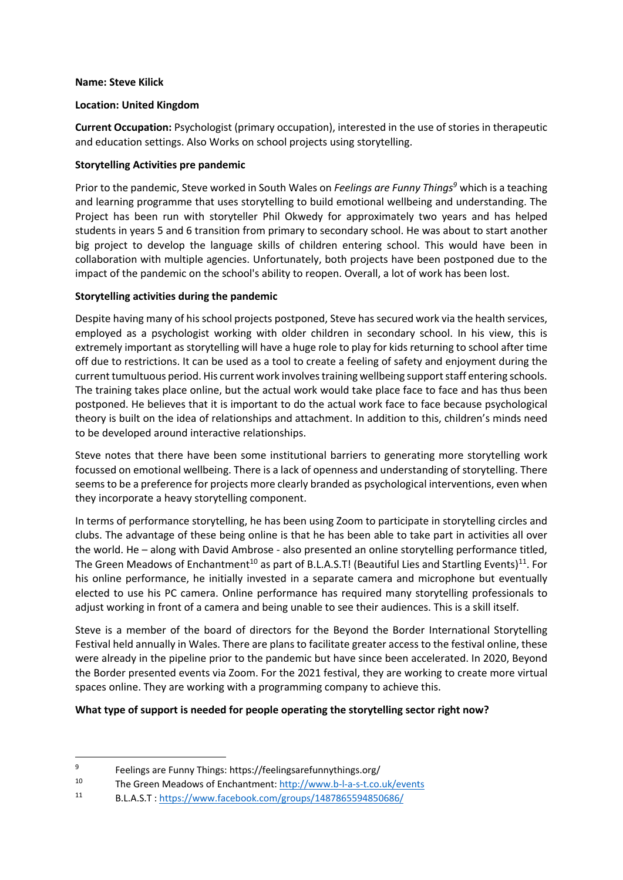**Name: Steve Kilick**

**Location: United Kingdom**

**Current Occupation:** Psychologist (primary occupation), interested in the use of stories in therapeutic and education settings. Also Works on school projects using storytelling.

**Storytelling Activities pre pandemic**

Prior to the pandemic, Steve worked in South Wales on *Feelings are Funny Things*[9] which is a teaching and learning programme that uses storytelling to build emotional wellbeing and understanding. The Project has been run with storyteller Phil Okwedy for approximately two years and has helped students in years 5 and 6 transition from primary to secondary school. He was about to start another big project to develop the language skills of children entering school. This would have been in collaboration with multiple agencies. Unfortunately, both projects have been postponed due to the impact of the pandemic on the school's ability to reopen. Overall, a lot of work has been lost.

**Storytelling activities during the pandemic**

Despite having many of his school projects postponed, Steve has secured work via the health services, employed as a psychologist working with older children in secondary school. In his view, this is extremely important as storytelling will have a huge role to play for kids returning to school after time off due to restrictions. It can be used as a tool to create a feeling of safety and enjoyment during the current tumultuous period. His current work involves training wellbeing support staff entering schools. The training takes place online, but the actual work would take place face to face and has thus been postponed. He believes that it is important to do the actual work face to face because psychological theory is built on the idea of relationships and attachment. In addition to this, children's minds need to be developed around interactive relationships.

Steve notes that there have been some institutional barriers to generating more storytelling work focussed on emotional wellbeing. There is a lack of openness and understanding of storytelling. There seems to be a preference for projects more clearly branded as psychological interventions, even when they incorporate a heavy storytelling component.

In terms of performance storytelling, he has been using Zoom to participate in storytelling circles and clubs. The advantage of these being online is that he has been able to take part in activities all over the world. He – along with David Ambrose - also presented an online storytelling performance titled, The Green Meadows of Enchantment[10] as part of B.L.A.S.T! (Beautiful Lies and Startling Events)[11]. For his online performance, he initially invested in a separate camera and microphone but eventually elected to use his PC camera. Online performance has required many storytelling professionals to adjust working in front of a camera and being unable to see their audiences. This is a skill itself.

Steve is a member of the board of directors for the Beyond the Border International Storytelling Festival held annually in Wales. There are plans to facilitate greater access to the festival online, these were already in the pipeline prior to the pandemic but have since been accelerated. In 2020, Beyond the Border presented events via Zoom. For the 2021 festival, they are working to create more virtual spaces online. They are working with a programming company to achieve this.

**What type of support is needed for people operating the storytelling sector right now?**

---

[9] Feelings are Funny Things: https://feelingsarefunnythings.org/

[10] The Green Meadows of Enchantment: http://www.b-l-a-s-t.co.uk/events

[11] B.L.A.S.T : https://www.facebook.com/groups/1487865594850686/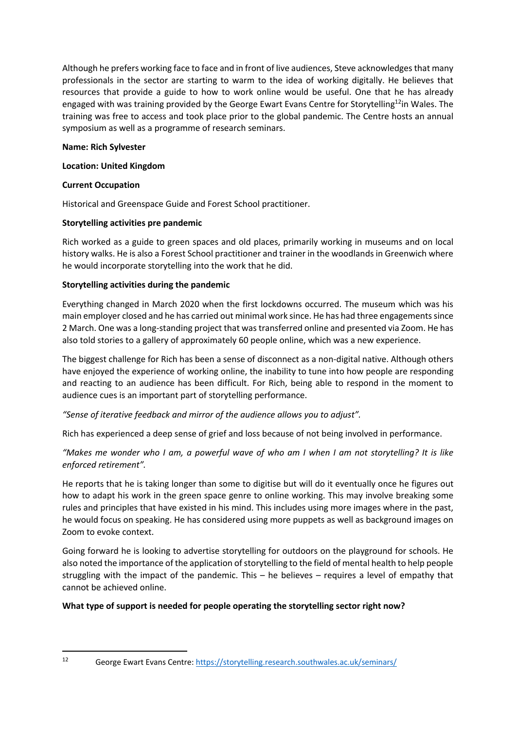Although he prefers working face to face and in front of live audiences, Steve acknowledges that many professionals in the sector are starting to warm to the idea of working digitally. He believes that resources that provide a guide to how to work online would be useful. One that he has already engaged with was training provided by the George Ewart Evans Centre for Storytelling[12] in Wales. The training was free to access and took place prior to the global pandemic. The Centre hosts an annual symposium as well as a programme of research seminars.

**Name: Rich Sylvester**

**Location: United Kingdom**

**Current Occupation**

Historical and Greenspace Guide and Forest School practitioner.

**Storytelling activities pre pandemic**

Rich worked as a guide to green spaces and old places, primarily working in museums and on local history walks. He is also a Forest School practitioner and trainer in the woodlands in Greenwich where he would incorporate storytelling into the work that he did.

**Storytelling activities during the pandemic**

Everything changed in March 2020 when the first lockdowns occurred. The museum which was his main employer closed and he has carried out minimal work since. He has had three engagements since 2 March. One was a long-standing project that was transferred online and presented via Zoom. He has also told stories to a gallery of approximately 60 people online, which was a new experience.

The biggest challenge for Rich has been a sense of disconnect as a non-digital native. Although others have enjoyed the experience of working online, the inability to tune into how people are responding and reacting to an audience has been difficult. For Rich, being able to respond in the moment to audience cues is an important part of storytelling performance.

*"Sense of iterative feedback and mirror of the audience allows you to adjust".*

Rich has experienced a deep sense of grief and loss because of not being involved in performance.

*"Makes me wonder who I am, a powerful wave of who am I when I am not storytelling? It is like enforced retirement".*

He reports that he is taking longer than some to digitise but will do it eventually once he figures out how to adapt his work in the green space genre to online working. This may involve breaking some rules and principles that have existed in his mind. This includes using more images where in the past, he would focus on speaking. He has considered using more puppets as well as background images on Zoom to evoke context.

Going forward he is looking to advertise storytelling for outdoors on the playground for schools. He also noted the importance of the application of storytelling to the field of mental health to help people struggling with the impact of the pandemic. This – he believes – requires a level of empathy that cannot be achieved online.

**What type of support is needed for people operating the storytelling sector right now?**

---

[12] George Ewart Evans Centre: https://storytelling.research.southwales.ac.uk/seminars/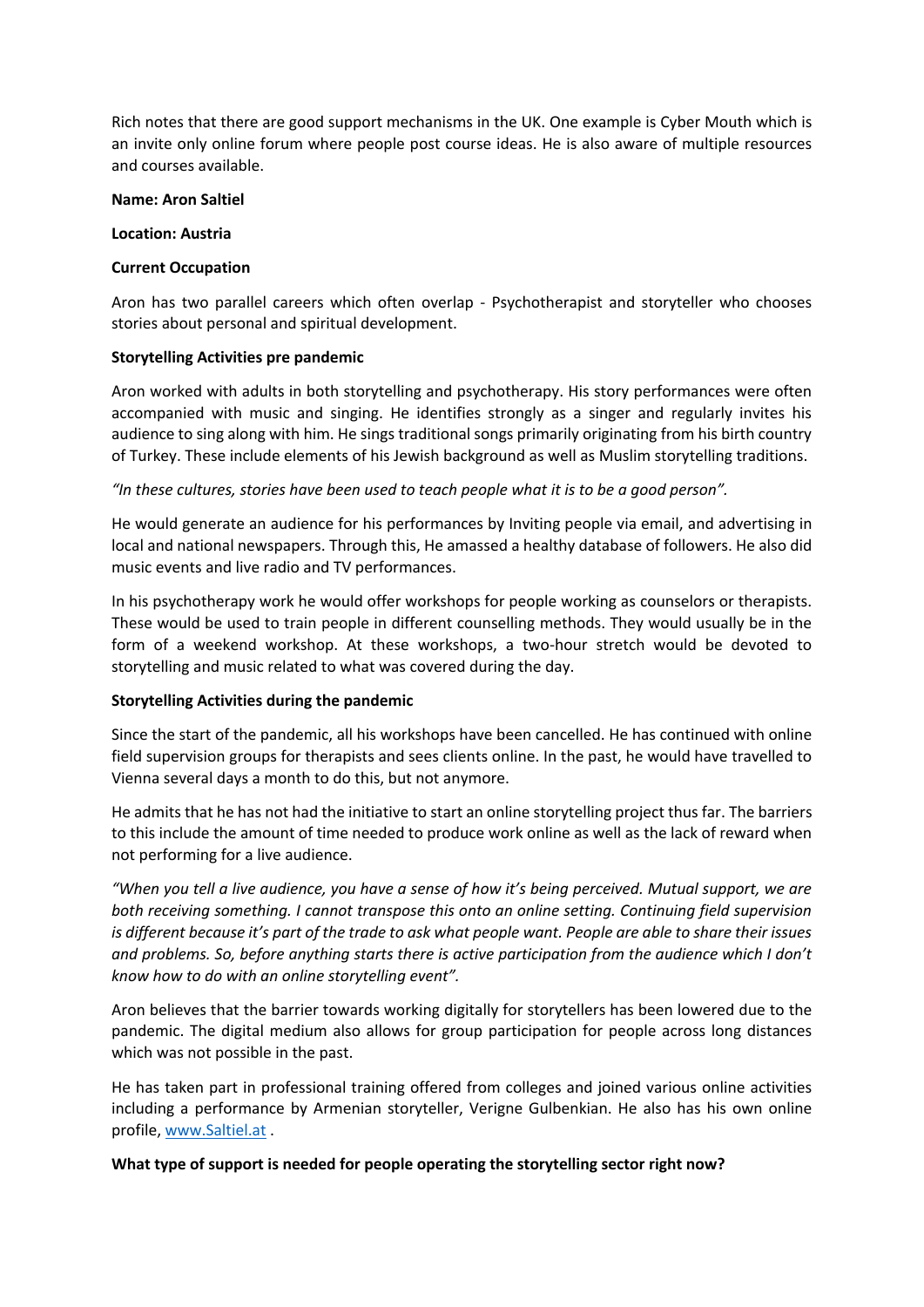Rich notes that there are good support mechanisms in the UK. One example is Cyber Mouth which is an invite only online forum where people post course ideas. He is also aware of multiple resources and courses available.

**Name: Aron Saltiel**

**Location: Austria**

**Current Occupation**

Aron has two parallel careers which often overlap - Psychotherapist and storyteller who chooses stories about personal and spiritual development.

**Storytelling Activities pre pandemic**

Aron worked with adults in both storytelling and psychotherapy. His story performances were often accompanied with music and singing. He identifies strongly as a singer and regularly invites his audience to sing along with him. He sings traditional songs primarily originating from his birth country of Turkey. These include elements of his Jewish background as well as Muslim storytelling traditions.

*"In these cultures, stories have been used to teach people what it is to be a good person".*

He would generate an audience for his performances by Inviting people via email, and advertising in local and national newspapers. Through this, He amassed a healthy database of followers. He also did music events and live radio and TV performances.

In his psychotherapy work he would offer workshops for people working as counselors or therapists. These would be used to train people in different counselling methods. They would usually be in the form of a weekend workshop. At these workshops, a two-hour stretch would be devoted to storytelling and music related to what was covered during the day.

**Storytelling Activities during the pandemic**

Since the start of the pandemic, all his workshops have been cancelled. He has continued with online field supervision groups for therapists and sees clients online. In the past, he would have travelled to Vienna several days a month to do this, but not anymore.

He admits that he has not had the initiative to start an online storytelling project thus far. The barriers to this include the amount of time needed to produce work online as well as the lack of reward when not performing for a live audience.

*"When you tell a live audience, you have a sense of how it's being perceived. Mutual support, we are both receiving something. I cannot transpose this onto an online setting. Continuing field supervision is different because it's part of the trade to ask what people want. People are able to share their issues and problems. So, before anything starts there is active participation from the audience which I don't know how to do with an online storytelling event".*

Aron believes that the barrier towards working digitally for storytellers has been lowered due to the pandemic. The digital medium also allows for group participation for people across long distances which was not possible in the past.

He has taken part in professional training offered from colleges and joined various online activities including a performance by Armenian storyteller, Verigne Gulbenkian. He also has his own online profile, www.Saltiel.at .

**What type of support is needed for people operating the storytelling sector right now?**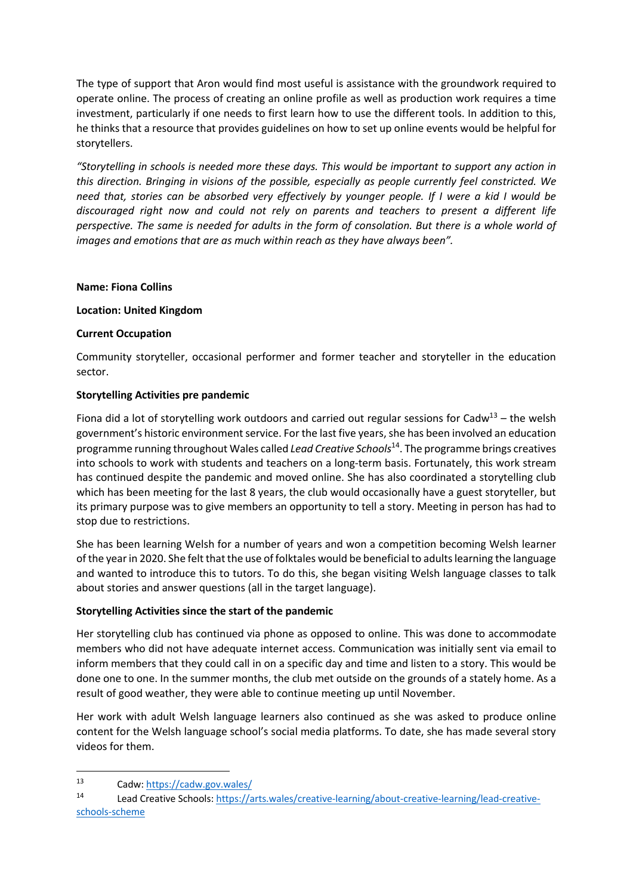The type of support that Aron would find most useful is assistance with the groundwork required to operate online. The process of creating an online profile as well as production work requires a time investment, particularly if one needs to first learn how to use the different tools. In addition to this, he thinks that a resource that provides guidelines on how to set up online events would be helpful for storytellers.

*"Storytelling in schools is needed more these days. This would be important to support any action in this direction. Bringing in visions of the possible, especially as people currently feel constricted. We need that, stories can be absorbed very effectively by younger people. If I were a kid I would be discouraged right now and could not rely on parents and teachers to present a different life perspective. The same is needed for adults in the form of consolation. But there is a whole world of images and emotions that are as much within reach as they have always been".*

**Name: Fiona Collins**

**Location: United Kingdom**

**Current Occupation**

Community storyteller, occasional performer and former teacher and storyteller in the education sector.

**Storytelling Activities pre pandemic**

Fiona did a lot of storytelling work outdoors and carried out regular sessions for Cadw[13] – the welsh government's historic environment service. For the last five years, she has been involved an education programme running throughout Wales called *Lead Creative Schools*[14]. The programme brings creatives into schools to work with students and teachers on a long-term basis. Fortunately, this work stream has continued despite the pandemic and moved online. She has also coordinated a storytelling club which has been meeting for the last 8 years, the club would occasionally have a guest storyteller, but its primary purpose was to give members an opportunity to tell a story. Meeting in person has had to stop due to restrictions.

She has been learning Welsh for a number of years and won a competition becoming Welsh learner of the year in 2020. She felt that the use of folktales would be beneficial to adults learning the language and wanted to introduce this to tutors. To do this, she began visiting Welsh language classes to talk about stories and answer questions (all in the target language).

**Storytelling Activities since the start of the pandemic**

Her storytelling club has continued via phone as opposed to online. This was done to accommodate members who did not have adequate internet access. Communication was initially sent via email to inform members that they could call in on a specific day and time and listen to a story. This would be done one to one. In the summer months, the club met outside on the grounds of a stately home. As a result of good weather, they were able to continue meeting up until November.

Her work with adult Welsh language learners also continued as she was asked to produce online content for the Welsh language school's social media platforms. To date, she has made several story videos for them.

---

[13] Cadw: https://cadw.gov.wales/

[14] Lead Creative Schools: https://arts.wales/creative-learning/about-creative-learning/lead-creative-schools-scheme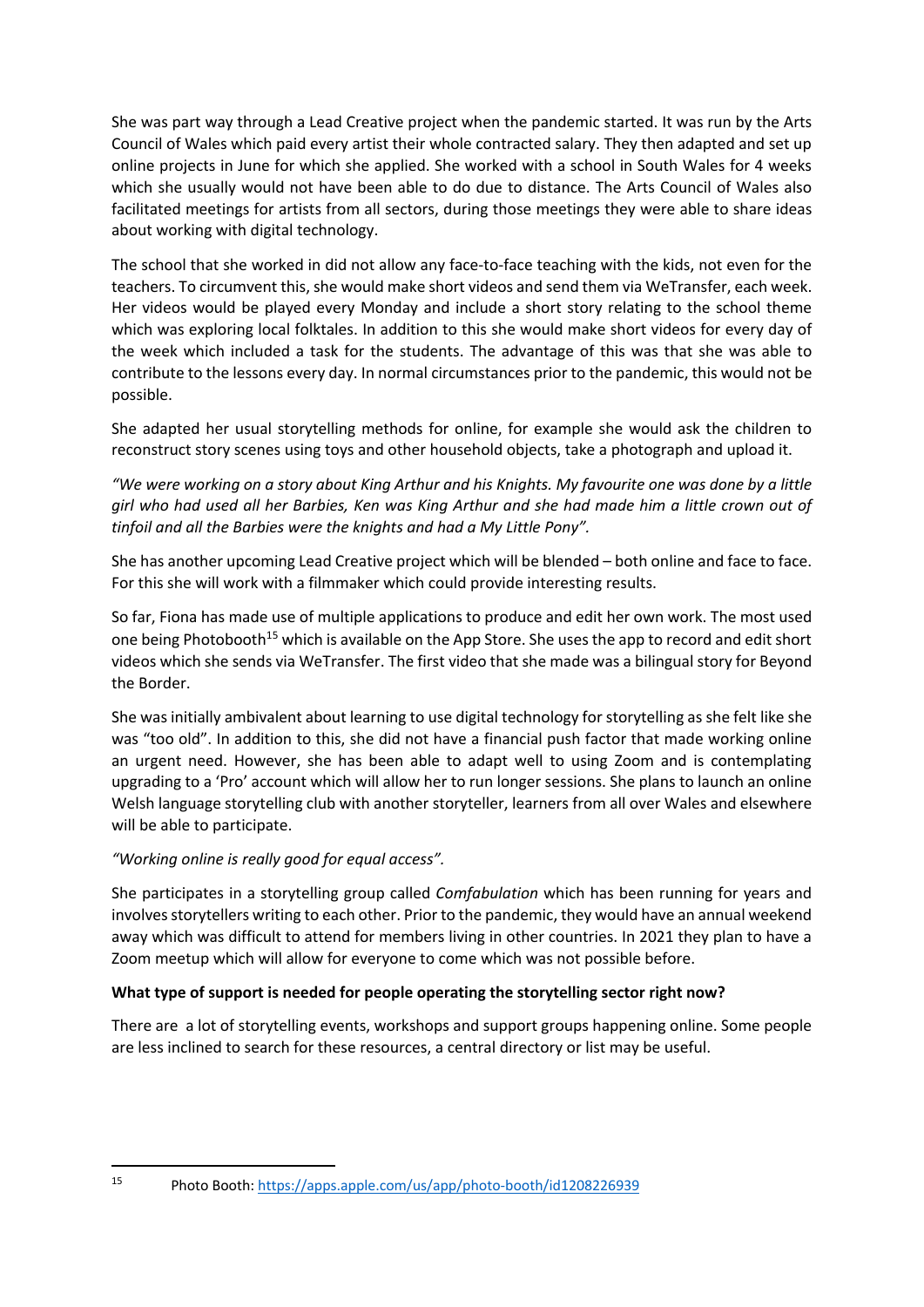She was part way through a Lead Creative project when the pandemic started. It was run by the Arts Council of Wales which paid every artist their whole contracted salary. They then adapted and set up online projects in June for which she applied. She worked with a school in South Wales for 4 weeks which she usually would not have been able to do due to distance. The Arts Council of Wales also facilitated meetings for artists from all sectors, during those meetings they were able to share ideas about working with digital technology.

The school that she worked in did not allow any face-to-face teaching with the kids, not even for the teachers. To circumvent this, she would make short videos and send them via WeTransfer, each week. Her videos would be played every Monday and include a short story relating to the school theme which was exploring local folktales. In addition to this she would make short videos for every day of the week which included a task for the students. The advantage of this was that she was able to contribute to the lessons every day. In normal circumstances prior to the pandemic, this would not be possible.

She adapted her usual storytelling methods for online, for example she would ask the children to reconstruct story scenes using toys and other household objects, take a photograph and upload it.

*"We were working on a story about King Arthur and his Knights. My favourite one was done by a little girl who had used all her Barbies, Ken was King Arthur and she had made him a little crown out of tinfoil and all the Barbies were the knights and had a My Little Pony".*

She has another upcoming Lead Creative project which will be blended – both online and face to face. For this she will work with a filmmaker which could provide interesting results.

So far, Fiona has made use of multiple applications to produce and edit her own work. The most used one being Photobooth[15] which is available on the App Store. She uses the app to record and edit short videos which she sends via WeTransfer. The first video that she made was a bilingual story for Beyond the Border.

She was initially ambivalent about learning to use digital technology for storytelling as she felt like she was "too old". In addition to this, she did not have a financial push factor that made working online an urgent need. However, she has been able to adapt well to using Zoom and is contemplating upgrading to a 'Pro' account which will allow her to run longer sessions. She plans to launch an online Welsh language storytelling club with another storyteller, learners from all over Wales and elsewhere will be able to participate.

*"Working online is really good for equal access".*

She participates in a storytelling group called *Comfabulation* which has been running for years and involves storytellers writing to each other. Prior to the pandemic, they would have an annual weekend away which was difficult to attend for members living in other countries. In 2021 they plan to have a Zoom meetup which will allow for everyone to come which was not possible before.

**What type of support is needed for people operating the storytelling sector right now?**

There are a lot of storytelling events, workshops and support groups happening online. Some people are less inclined to search for these resources, a central directory or list may be useful.

---

[15] Photo Booth: https://apps.apple.com/us/app/photo-booth/id1208226939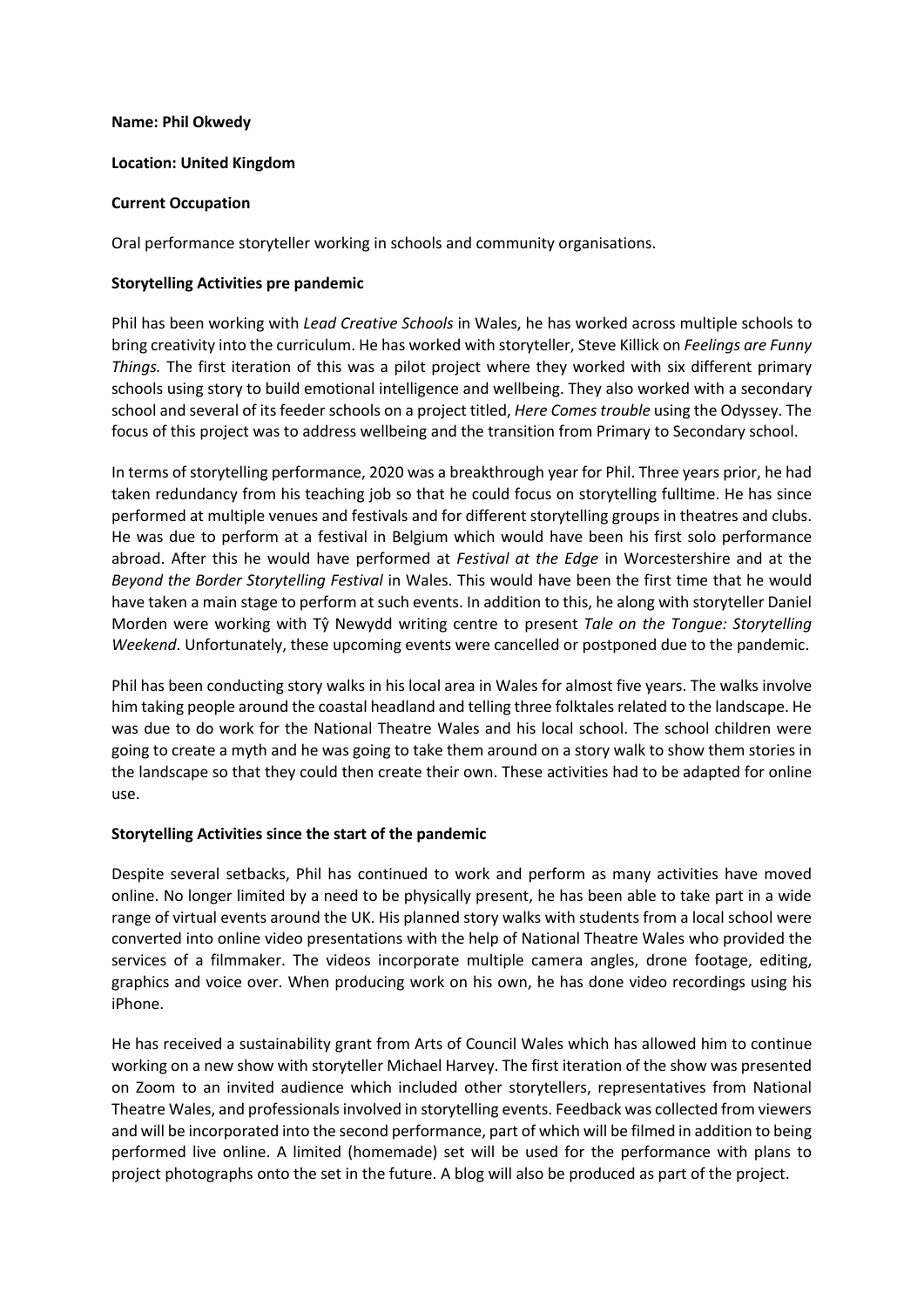**Name: Phil Okwedy**

**Location: United Kingdom**

**Current Occupation**

Oral performance storyteller working in schools and community organisations.

**Storytelling Activities pre pandemic**

Phil has been working with *Lead Creative Schools* in Wales, he has worked across multiple schools to bring creativity into the curriculum. He has worked with storyteller, Steve Killick on *Feelings are Funny Things.* The first iteration of this was a pilot project where they worked with six different primary schools using story to build emotional intelligence and wellbeing. They also worked with a secondary school and several of its feeder schools on a project titled, *Here Comes trouble* using the Odyssey. The focus of this project was to address wellbeing and the transition from Primary to Secondary school.

In terms of storytelling performance, 2020 was a breakthrough year for Phil. Three years prior, he had taken redundancy from his teaching job so that he could focus on storytelling fulltime. He has since performed at multiple venues and festivals and for different storytelling groups in theatres and clubs. He was due to perform at a festival in Belgium which would have been his first solo performance abroad. After this he would have performed at *Festival at the Edge* in Worcestershire and at the *Beyond the Border Storytelling Festival* in Wales. This would have been the first time that he would have taken a main stage to perform at such events. In addition to this, he along with storyteller Daniel Morden were working with Tŷ Newydd writing centre to present *Tale on the Tongue: Storytelling Weekend*. Unfortunately, these upcoming events were cancelled or postponed due to the pandemic.

Phil has been conducting story walks in his local area in Wales for almost five years. The walks involve him taking people around the coastal headland and telling three folktales related to the landscape. He was due to do work for the National Theatre Wales and his local school. The school children were going to create a myth and he was going to take them around on a story walk to show them stories in the landscape so that they could then create their own. These activities had to be adapted for online use.

**Storytelling Activities since the start of the pandemic**

Despite several setbacks, Phil has continued to work and perform as many activities have moved online. No longer limited by a need to be physically present, he has been able to take part in a wide range of virtual events around the UK. His planned story walks with students from a local school were converted into online video presentations with the help of National Theatre Wales who provided the services of a filmmaker. The videos incorporate multiple camera angles, drone footage, editing, graphics and voice over. When producing work on his own, he has done video recordings using his iPhone.

He has received a sustainability grant from Arts of Council Wales which has allowed him to continue working on a new show with storyteller Michael Harvey. The first iteration of the show was presented on Zoom to an invited audience which included other storytellers, representatives from National Theatre Wales, and professionals involved in storytelling events. Feedback was collected from viewers and will be incorporated into the second performance, part of which will be filmed in addition to being performed live online. A limited (homemade) set will be used for the performance with plans to project photographs onto the set in the future. A blog will also be produced as part of the project.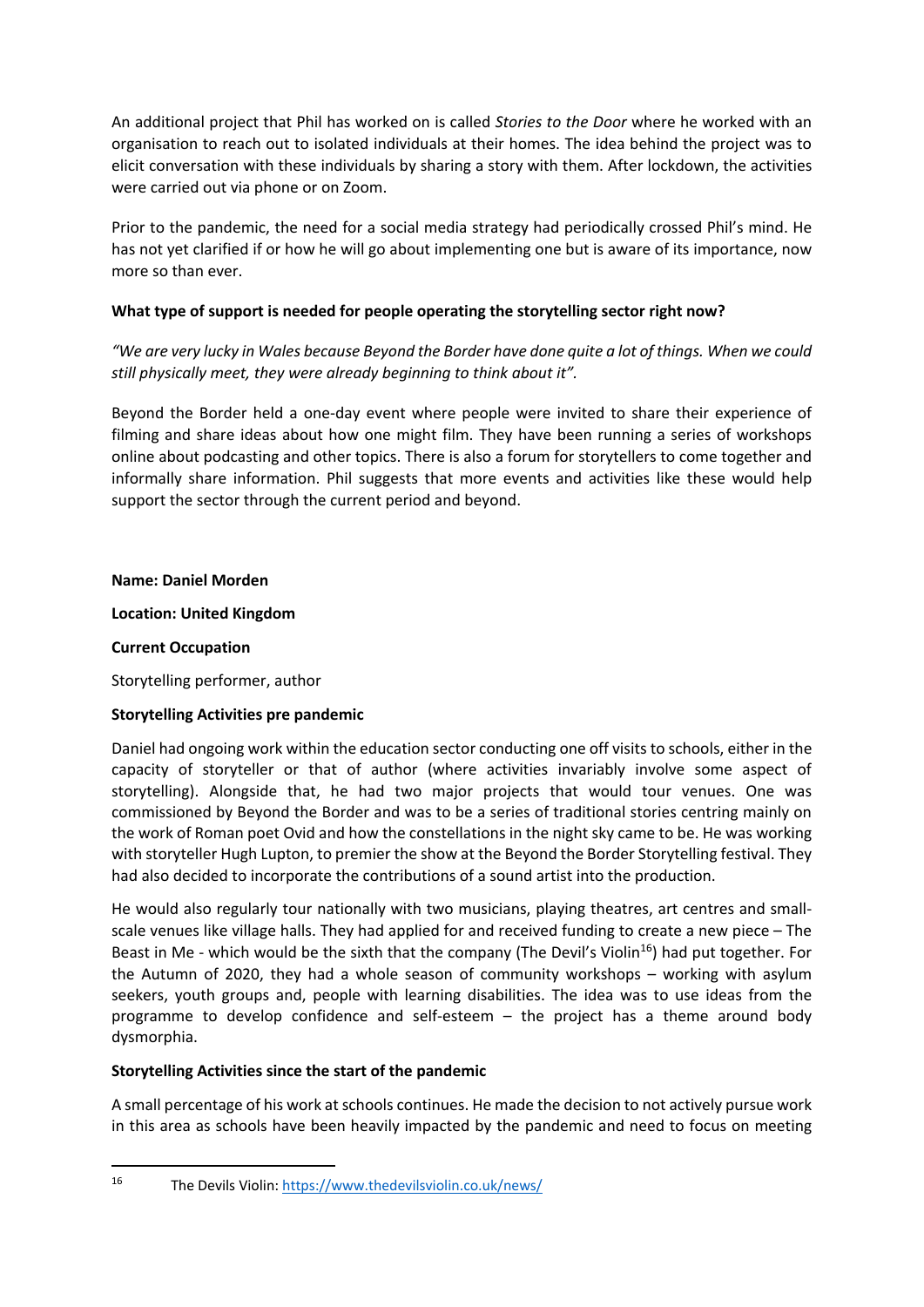An additional project that Phil has worked on is called *Stories to the Door* where he worked with an organisation to reach out to isolated individuals at their homes. The idea behind the project was to elicit conversation with these individuals by sharing a story with them. After lockdown, the activities were carried out via phone or on Zoom.

Prior to the pandemic, the need for a social media strategy had periodically crossed Phil's mind. He has not yet clarified if or how he will go about implementing one but is aware of its importance, now more so than ever.

**What type of support is needed for people operating the storytelling sector right now?**

*"We are very lucky in Wales because Beyond the Border have done quite a lot of things. When we could still physically meet, they were already beginning to think about it".*

Beyond the Border held a one-day event where people were invited to share their experience of filming and share ideas about how one might film. They have been running a series of workshops online about podcasting and other topics. There is also a forum for storytellers to come together and informally share information. Phil suggests that more events and activities like these would help support the sector through the current period and beyond.

**Name: Daniel Morden**

**Location: United Kingdom**

**Current Occupation**

Storytelling performer, author

**Storytelling Activities pre pandemic**

Daniel had ongoing work within the education sector conducting one off visits to schools, either in the capacity of storyteller or that of author (where activities invariably involve some aspect of storytelling). Alongside that, he had two major projects that would tour venues. One was commissioned by Beyond the Border and was to be a series of traditional stories centring mainly on the work of Roman poet Ovid and how the constellations in the night sky came to be. He was working with storyteller Hugh Lupton, to premier the show at the Beyond the Border Storytelling festival. They had also decided to incorporate the contributions of a sound artist into the production.

He would also regularly tour nationally with two musicians, playing theatres, art centres and small-scale venues like village halls. They had applied for and received funding to create a new piece – The Beast in Me - which would be the sixth that the company (The Devil's Violin[16]) had put together. For the Autumn of 2020, they had a whole season of community workshops – working with asylum seekers, youth groups and, people with learning disabilities. The idea was to use ideas from the programme to develop confidence and self-esteem – the project has a theme around body dysmorphia.

**Storytelling Activities since the start of the pandemic**

A small percentage of his work at schools continues. He made the decision to not actively pursue work in this area as schools have been heavily impacted by the pandemic and need to focus on meeting

[16] The Devils Violin: https://www.thedevilsviolin.co.uk/news/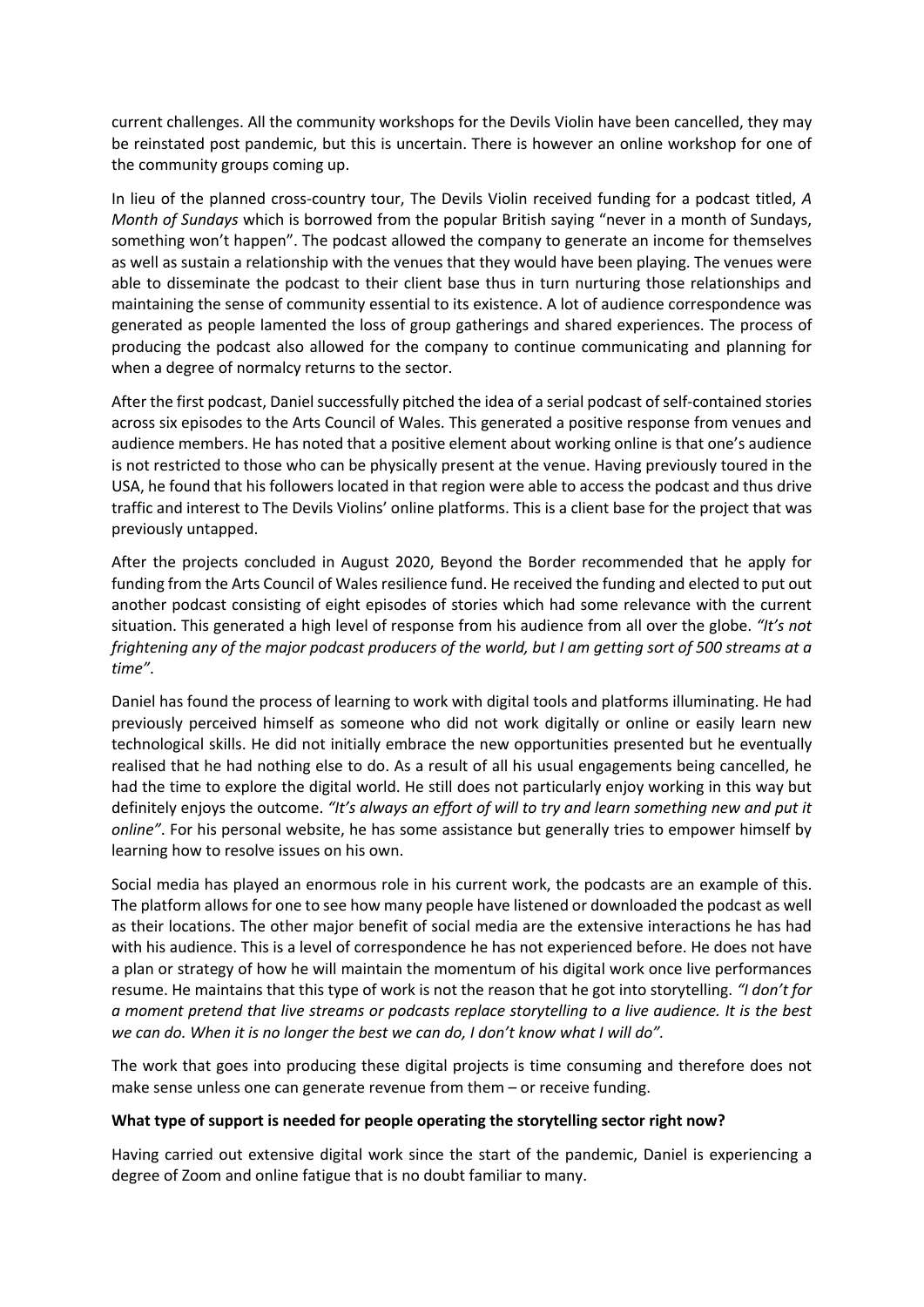current challenges. All the community workshops for the Devils Violin have been cancelled, they may be reinstated post pandemic, but this is uncertain. There is however an online workshop for one of the community groups coming up.

In lieu of the planned cross-country tour, The Devils Violin received funding for a podcast titled, *A Month of Sundays* which is borrowed from the popular British saying "never in a month of Sundays, something won't happen". The podcast allowed the company to generate an income for themselves as well as sustain a relationship with the venues that they would have been playing. The venues were able to disseminate the podcast to their client base thus in turn nurturing those relationships and maintaining the sense of community essential to its existence. A lot of audience correspondence was generated as people lamented the loss of group gatherings and shared experiences. The process of producing the podcast also allowed for the company to continue communicating and planning for when a degree of normalcy returns to the sector.

After the first podcast, Daniel successfully pitched the idea of a serial podcast of self-contained stories across six episodes to the Arts Council of Wales. This generated a positive response from venues and audience members. He has noted that a positive element about working online is that one's audience is not restricted to those who can be physically present at the venue. Having previously toured in the USA, he found that his followers located in that region were able to access the podcast and thus drive traffic and interest to The Devils Violins' online platforms. This is a client base for the project that was previously untapped.

After the projects concluded in August 2020, Beyond the Border recommended that he apply for funding from the Arts Council of Wales resilience fund. He received the funding and elected to put out another podcast consisting of eight episodes of stories which had some relevance with the current situation. This generated a high level of response from his audience from all over the globe. *"It's not frightening any of the major podcast producers of the world, but I am getting sort of 500 streams at a time"*.

Daniel has found the process of learning to work with digital tools and platforms illuminating. He had previously perceived himself as someone who did not work digitally or online or easily learn new technological skills. He did not initially embrace the new opportunities presented but he eventually realised that he had nothing else to do. As a result of all his usual engagements being cancelled, he had the time to explore the digital world. He still does not particularly enjoy working in this way but definitely enjoys the outcome. *"It's always an effort of will to try and learn something new and put it online"*. For his personal website, he has some assistance but generally tries to empower himself by learning how to resolve issues on his own.

Social media has played an enormous role in his current work, the podcasts are an example of this. The platform allows for one to see how many people have listened or downloaded the podcast as well as their locations. The other major benefit of social media are the extensive interactions he has had with his audience. This is a level of correspondence he has not experienced before. He does not have a plan or strategy of how he will maintain the momentum of his digital work once live performances resume. He maintains that this type of work is not the reason that he got into storytelling. *"I don't for a moment pretend that live streams or podcasts replace storytelling to a live audience. It is the best we can do. When it is no longer the best we can do, I don't know what I will do"*.

The work that goes into producing these digital projects is time consuming and therefore does not make sense unless one can generate revenue from them – or receive funding.

**What type of support is needed for people operating the storytelling sector right now?**

Having carried out extensive digital work since the start of the pandemic, Daniel is experiencing a degree of Zoom and online fatigue that is no doubt familiar to many.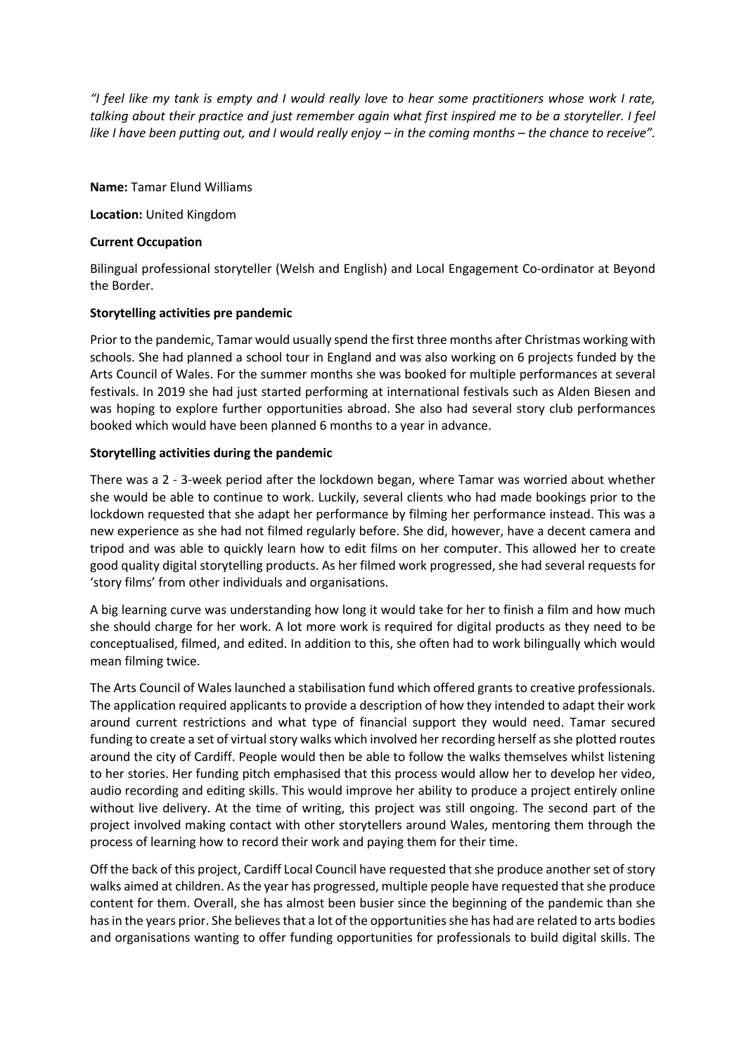*"I feel like my tank is empty and I would really love to hear some practitioners whose work I rate, talking about their practice and just remember again what first inspired me to be a storyteller. I feel like I have been putting out, and I would really enjoy – in the coming months – the chance to receive".*

**Name:** Tamar Elund Williams

**Location:** United Kingdom

**Current Occupation**

Bilingual professional storyteller (Welsh and English) and Local Engagement Co-ordinator at Beyond the Border.

**Storytelling activities pre pandemic**

Prior to the pandemic, Tamar would usually spend the first three months after Christmas working with schools. She had planned a school tour in England and was also working on 6 projects funded by the Arts Council of Wales. For the summer months she was booked for multiple performances at several festivals. In 2019 she had just started performing at international festivals such as Alden Biesen and was hoping to explore further opportunities abroad. She also had several story club performances booked which would have been planned 6 months to a year in advance.

**Storytelling activities during the pandemic**

There was a 2 - 3-week period after the lockdown began, where Tamar was worried about whether she would be able to continue to work. Luckily, several clients who had made bookings prior to the lockdown requested that she adapt her performance by filming her performance instead. This was a new experience as she had not filmed regularly before. She did, however, have a decent camera and tripod and was able to quickly learn how to edit films on her computer. This allowed her to create good quality digital storytelling products. As her filmed work progressed, she had several requests for 'story films' from other individuals and organisations.

A big learning curve was understanding how long it would take for her to finish a film and how much she should charge for her work. A lot more work is required for digital products as they need to be conceptualised, filmed, and edited. In addition to this, she often had to work bilingually which would mean filming twice.

The Arts Council of Wales launched a stabilisation fund which offered grants to creative professionals. The application required applicants to provide a description of how they intended to adapt their work around current restrictions and what type of financial support they would need. Tamar secured funding to create a set of virtual story walks which involved her recording herself as she plotted routes around the city of Cardiff. People would then be able to follow the walks themselves whilst listening to her stories. Her funding pitch emphasised that this process would allow her to develop her video, audio recording and editing skills. This would improve her ability to produce a project entirely online without live delivery. At the time of writing, this project was still ongoing. The second part of the project involved making contact with other storytellers around Wales, mentoring them through the process of learning how to record their work and paying them for their time.

Off the back of this project, Cardiff Local Council have requested that she produce another set of story walks aimed at children. As the year has progressed, multiple people have requested that she produce content for them. Overall, she has almost been busier since the beginning of the pandemic than she has in the years prior. She believes that a lot of the opportunities she has had are related to arts bodies and organisations wanting to offer funding opportunities for professionals to build digital skills. The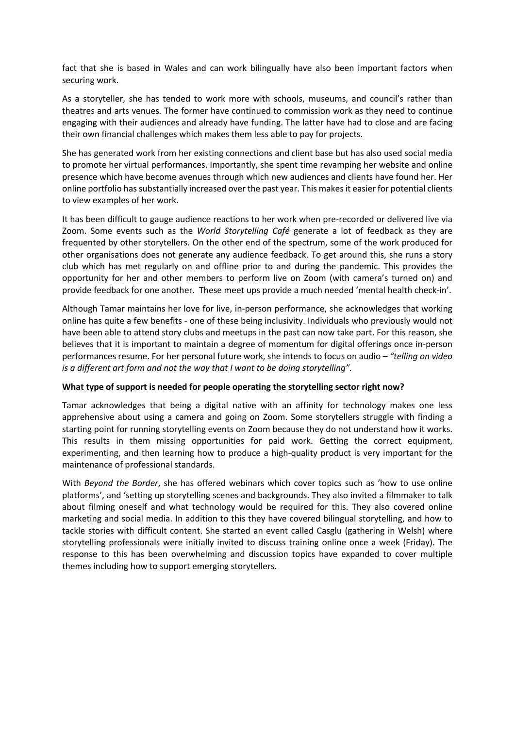fact that she is based in Wales and can work bilingually have also been important factors when securing work.

As a storyteller, she has tended to work more with schools, museums, and council's rather than theatres and arts venues. The former have continued to commission work as they need to continue engaging with their audiences and already have funding. The latter have had to close and are facing their own financial challenges which makes them less able to pay for projects.

She has generated work from her existing connections and client base but has also used social media to promote her virtual performances. Importantly, she spent time revamping her website and online presence which have become avenues through which new audiences and clients have found her. Her online portfolio has substantially increased over the past year. This makes it easier for potential clients to view examples of her work.

It has been difficult to gauge audience reactions to her work when pre-recorded or delivered live via Zoom. Some events such as the *World Storytelling Café* generate a lot of feedback as they are frequented by other storytellers. On the other end of the spectrum, some of the work produced for other organisations does not generate any audience feedback. To get around this, she runs a story club which has met regularly on and offline prior to and during the pandemic. This provides the opportunity for her and other members to perform live on Zoom (with camera's turned on) and provide feedback for one another. These meet ups provide a much needed 'mental health check-in'.

Although Tamar maintains her love for live, in-person performance, she acknowledges that working online has quite a few benefits - one of these being inclusivity. Individuals who previously would not have been able to attend story clubs and meetups in the past can now take part. For this reason, she believes that it is important to maintain a degree of momentum for digital offerings once in-person performances resume. For her personal future work, she intends to focus on audio – *"telling on video is a different art form and not the way that I want to be doing storytelling".*

**What type of support is needed for people operating the storytelling sector right now?**

Tamar acknowledges that being a digital native with an affinity for technology makes one less apprehensive about using a camera and going on Zoom. Some storytellers struggle with finding a starting point for running storytelling events on Zoom because they do not understand how it works. This results in them missing opportunities for paid work. Getting the correct equipment, experimenting, and then learning how to produce a high-quality product is very important for the maintenance of professional standards.

With *Beyond the Border*, she has offered webinars which cover topics such as 'how to use online platforms', and 'setting up storytelling scenes and backgrounds. They also invited a filmmaker to talk about filming oneself and what technology would be required for this. They also covered online marketing and social media. In addition to this they have covered bilingual storytelling, and how to tackle stories with difficult content. She started an event called Casglu (gathering in Welsh) where storytelling professionals were initially invited to discuss training online once a week (Friday). The response to this has been overwhelming and discussion topics have expanded to cover multiple themes including how to support emerging storytellers.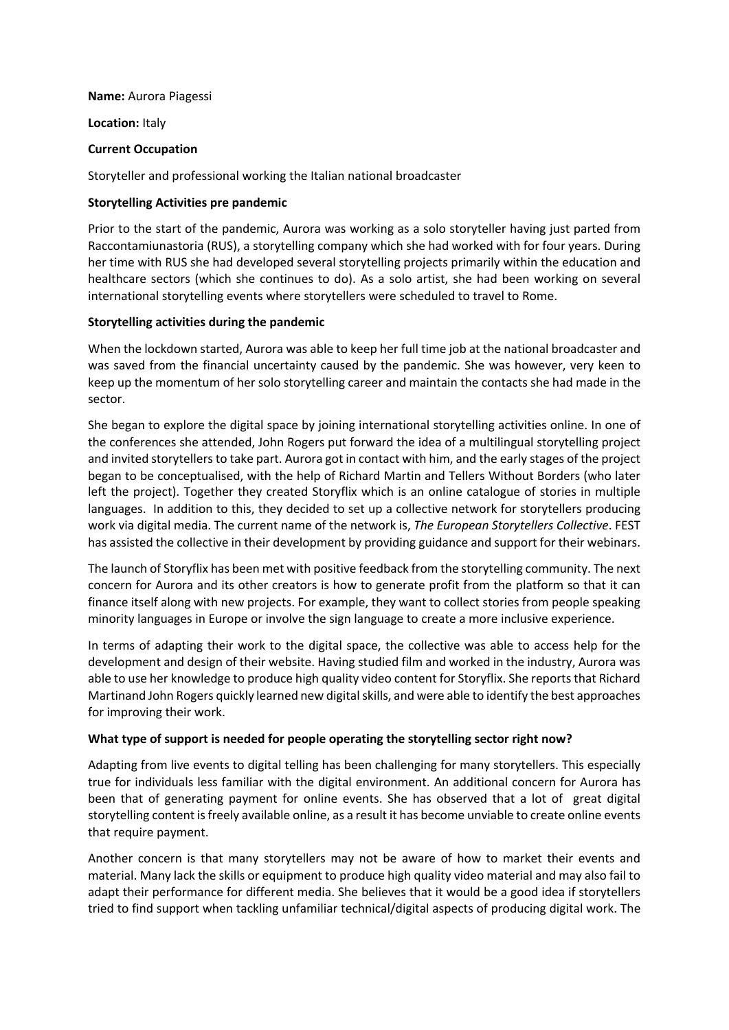**Name:** Aurora Piagessi

**Location:** Italy

**Current Occupation**

Storyteller and professional working the Italian national broadcaster

**Storytelling Activities pre pandemic**

Prior to the start of the pandemic, Aurora was working as a solo storyteller having just parted from Raccontamiunastoria (RUS), a storytelling company which she had worked with for four years. During her time with RUS she had developed several storytelling projects primarily within the education and healthcare sectors (which she continues to do). As a solo artist, she had been working on several international storytelling events where storytellers were scheduled to travel to Rome.

**Storytelling activities during the pandemic**

When the lockdown started, Aurora was able to keep her full time job at the national broadcaster and was saved from the financial uncertainty caused by the pandemic. She was however, very keen to keep up the momentum of her solo storytelling career and maintain the contacts she had made in the sector.

She began to explore the digital space by joining international storytelling activities online. In one of the conferences she attended, John Rogers put forward the idea of a multilingual storytelling project and invited storytellers to take part. Aurora got in contact with him, and the early stages of the project began to be conceptualised, with the help of Richard Martin and Tellers Without Borders (who later left the project). Together they created Storyflix which is an online catalogue of stories in multiple languages. In addition to this, they decided to set up a collective network for storytellers producing work via digital media. The current name of the network is, *The European Storytellers Collective*. FEST has assisted the collective in their development by providing guidance and support for their webinars.

The launch of Storyflix has been met with positive feedback from the storytelling community. The next concern for Aurora and its other creators is how to generate profit from the platform so that it can finance itself along with new projects. For example, they want to collect stories from people speaking minority languages in Europe or involve the sign language to create a more inclusive experience.

In terms of adapting their work to the digital space, the collective was able to access help for the development and design of their website. Having studied film and worked in the industry, Aurora was able to use her knowledge to produce high quality video content for Storyflix. She reports that Richard Martinand John Rogers quickly learned new digital skills, and were able to identify the best approaches for improving their work.

**What type of support is needed for people operating the storytelling sector right now?**

Adapting from live events to digital telling has been challenging for many storytellers. This especially true for individuals less familiar with the digital environment. An additional concern for Aurora has been that of generating payment for online events. She has observed that a lot of great digital storytelling content is freely available online, as a result it has become unviable to create online events that require payment.

Another concern is that many storytellers may not be aware of how to market their events and material. Many lack the skills or equipment to produce high quality video material and may also fail to adapt their performance for different media. She believes that it would be a good idea if storytellers tried to find support when tackling unfamiliar technical/digital aspects of producing digital work. The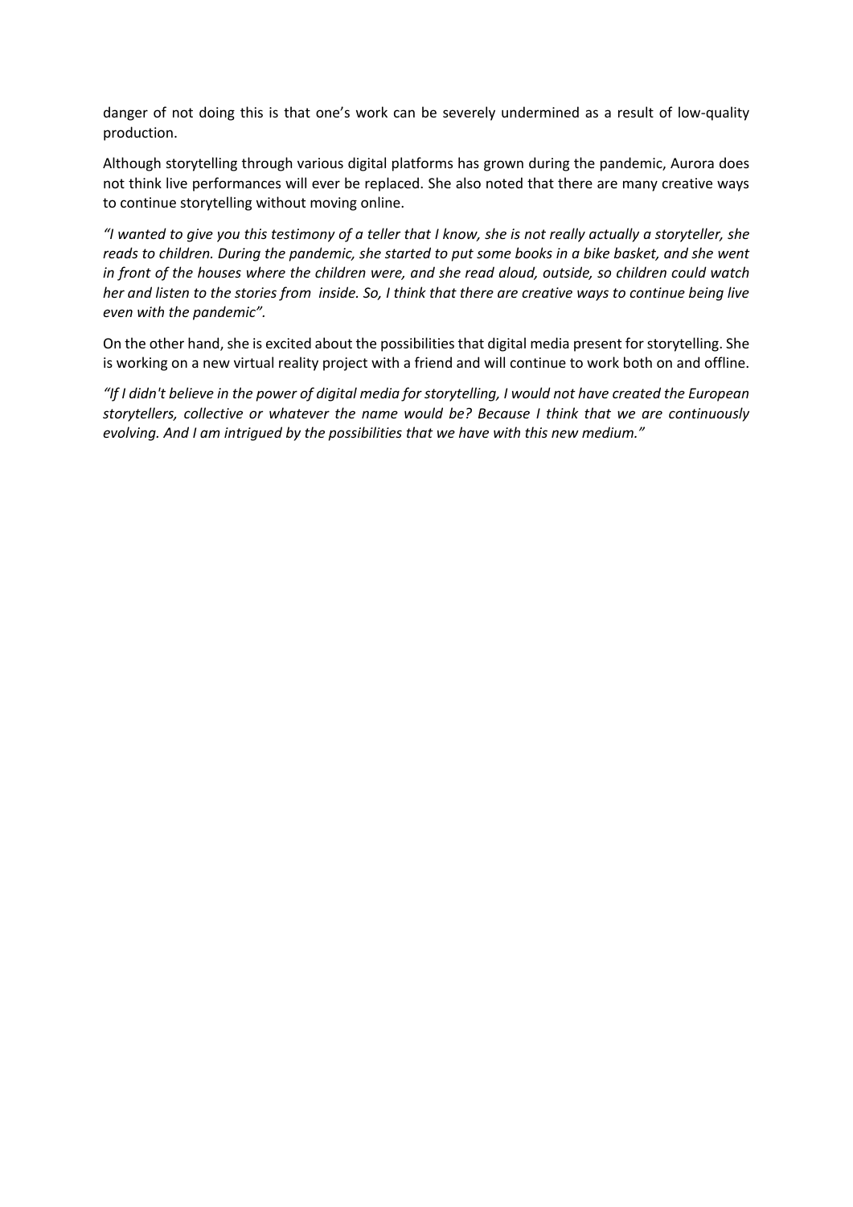danger of not doing this is that one's work can be severely undermined as a result of low-quality production.

Although storytelling through various digital platforms has grown during the pandemic, Aurora does not think live performances will ever be replaced. She also noted that there are many creative ways to continue storytelling without moving online.

*"I wanted to give you this testimony of a teller that I know, she is not really actually a storyteller, she reads to children. During the pandemic, she started to put some books in a bike basket, and she went in front of the houses where the children were, and she read aloud, outside, so children could watch her and listen to the stories from inside. So, I think that there are creative ways to continue being live even with the pandemic".*

On the other hand, she is excited about the possibilities that digital media present for storytelling. She is working on a new virtual reality project with a friend and will continue to work both on and offline.

*"If I didn't believe in the power of digital media for storytelling, I would not have created the European storytellers, collective or whatever the name would be? Because I think that we are continuously evolving. And I am intrigued by the possibilities that we have with this new medium."*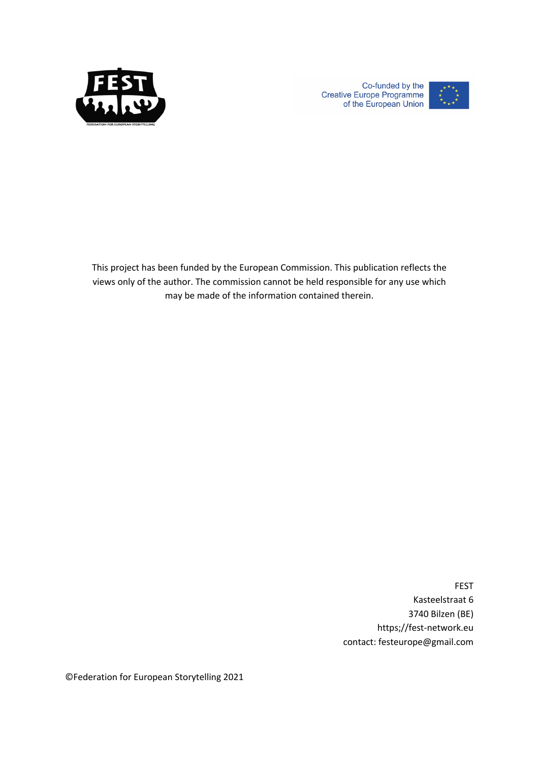FEST

FEDERATION FOR EUROPEAN STORYTELLING

Co-funded by the
Creative Europe Programme
of the European Union

This project has been funded by the European Commission. This publication reflects the views only of the author. The commission cannot be held responsible for any use which may be made of the information contained therein.

FEST
Kasteelstraat 6
3740 Bilzen (BE)
https;//fest-network.eu
contact: festeurope@gmail.com

©Federation for European Storytelling 2021